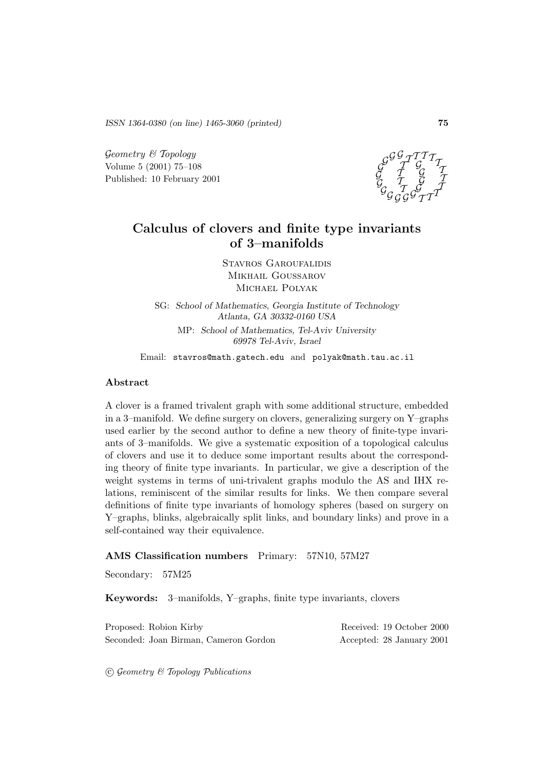ISSN 1364-0380 (on line) 1465-3060 (printed)

*Geometry & Topology*
Volume 5 (2001) 75–108
Published: 10 February 2001

# Calculus of clovers and finite type invariants of 3–manifolds

Stavros Garoufalidis
Mikhail Goussarov
Michael Polyak

SG: *School of Mathematics, Georgia Institute of Technology Atlanta, GA 30332-0160 USA*

MP: *School of Mathematics, Tel-Aviv University 69978 Tel-Aviv, Israel*

Email: stavros@math.gatech.edu and polyak@math.tau.ac.il

## Abstract

A clover is a framed trivalent graph with some additional structure, embedded in a 3–manifold. We define surgery on clovers, generalizing surgery on Y–graphs used earlier by the second author to define a new theory of finite-type invariants of 3–manifolds. We give a systematic exposition of a topological calculus of clovers and use it to deduce some important results about the corresponding theory of finite type invariants. In particular, we give a description of the weight systems in terms of uni-trivalent graphs modulo the AS and IHX relations, reminiscent of the similar results for links. We then compare several definitions of finite type invariants of homology spheres (based on surgery on Y–graphs, blinks, algebraically split links, and boundary links) and prove in a self-contained way their equivalence.

**AMS Classification numbers** Primary: 57N10, 57M27

Secondary: 57M25

**Keywords:** 3–manifolds, Y–graphs, finite type invariants, clovers

Proposed: Robion Kirby
Seconded: Joan Birman, Cameron Gordon

Received: 19 October 2000
Accepted: 28 January 2001

© *Geometry & Topology Publications*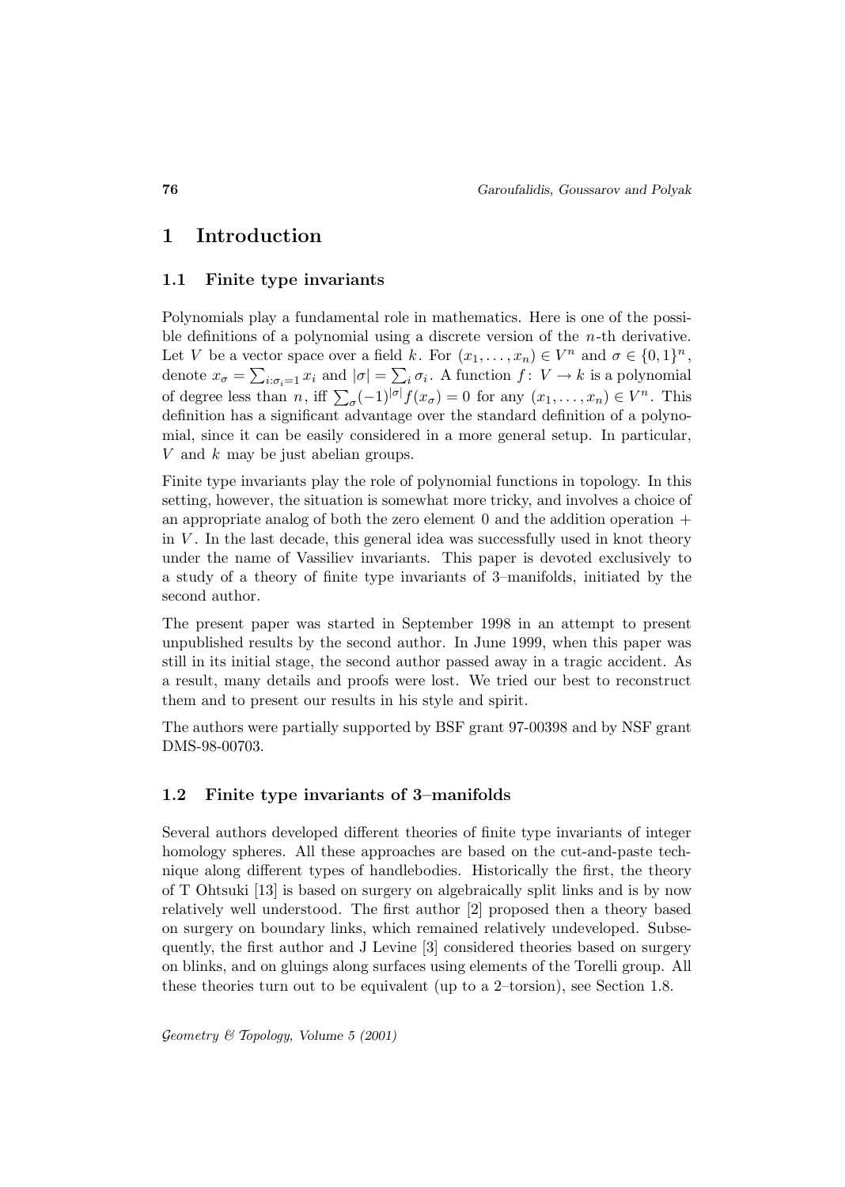# 1 Introduction

## 1.1 Finite type invariants

Polynomials play a fundamental role in mathematics. Here is one of the possible definitions of a polynomial using a discrete version of the $n$-th derivative. Let $V$ be a vector space over a field $k$. For $(x_1, \dots, x_n) \in V^n$ and $\sigma \in \{0,1\}^n$, denote $x_\sigma = \sum_{i:\sigma_i=1} x_i$ and $|\sigma| = \sum_i \sigma_i$. A function $f\colon V \to k$ is a polynomial of degree less than $n$, iff $\sum_\sigma (-1)^{|\sigma|} f(x_\sigma) = 0$ for any $(x_1, \dots, x_n) \in V^n$. This definition has a significant advantage over the standard definition of a polynomial, since it can be easily considered in a more general setup. In particular, $V$ and $k$ may be just abelian groups.

Finite type invariants play the role of polynomial functions in topology. In this setting, however, the situation is somewhat more tricky, and involves a choice of an appropriate analog of both the zero element $0$ and the addition operation $+$ in $V$. In the last decade, this general idea was successfully used in knot theory under the name of Vassiliev invariants. This paper is devoted exclusively to a study of a theory of finite type invariants of 3–manifolds, initiated by the second author.

The present paper was started in September 1998 in an attempt to present unpublished results by the second author. In June 1999, when this paper was still in its initial stage, the second author passed away in a tragic accident. As a result, many details and proofs were lost. We tried our best to reconstruct them and to present our results in his style and spirit.

The authors were partially supported by BSF grant 97-00398 and by NSF grant DMS-98-00703.

## 1.2 Finite type invariants of 3–manifolds

Several authors developed different theories of finite type invariants of integer homology spheres. All these approaches are based on the cut-and-paste technique along different types of handlebodies. Historically the first, the theory of T Ohtsuki [13] is based on surgery on algebraically split links and is by now relatively well understood. The first author [2] proposed then a theory based on surgery on boundary links, which remained relatively undeveloped. Subsequently, the first author and J Levine [3] considered theories based on surgery on blinks, and on gluings along surfaces using elements of the Torelli group. All these theories turn out to be equivalent (up to a 2–torsion), see Section 1.8.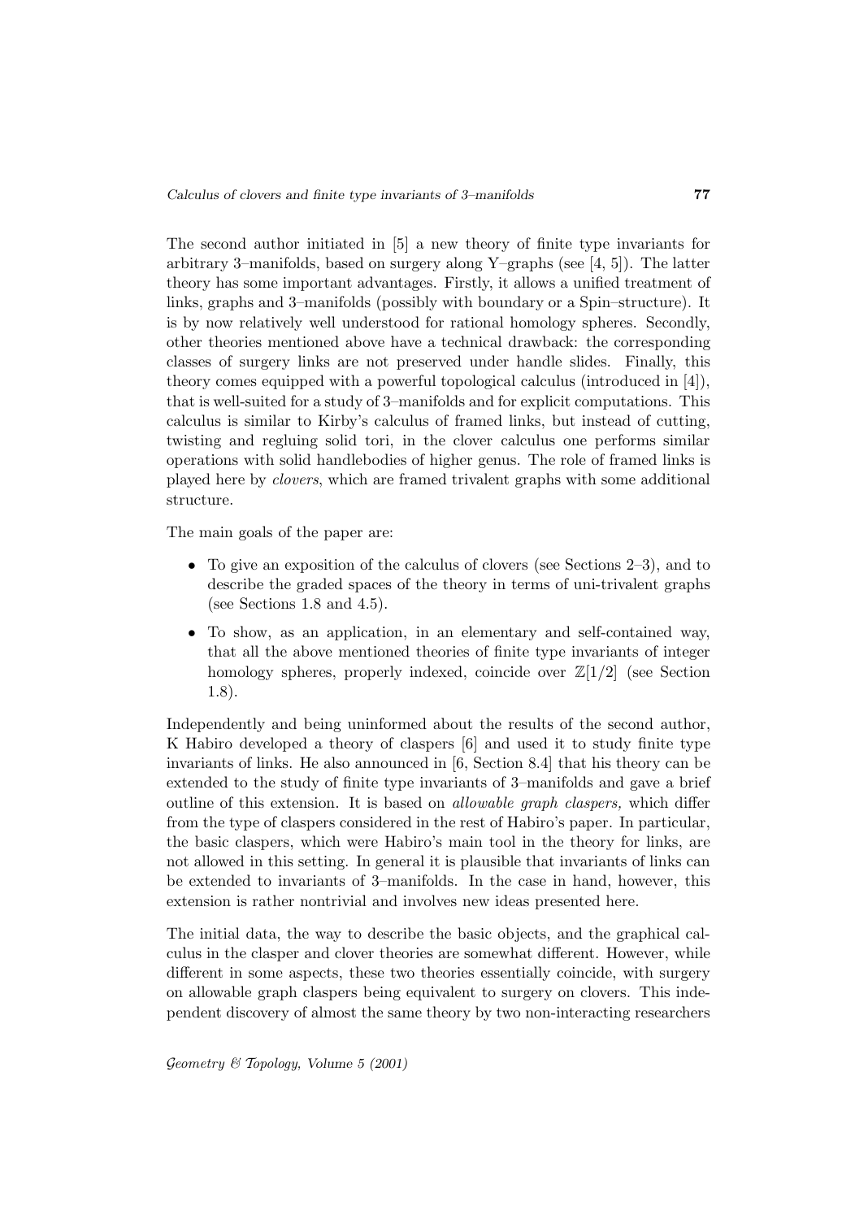The second author initiated in [5] a new theory of finite type invariants for arbitrary 3–manifolds, based on surgery along Y–graphs (see [4, 5]). The latter theory has some important advantages. Firstly, it allows a unified treatment of links, graphs and 3–manifolds (possibly with boundary or a Spin–structure). It is by now relatively well understood for rational homology spheres. Secondly, other theories mentioned above have a technical drawback: the corresponding classes of surgery links are not preserved under handle slides. Finally, this theory comes equipped with a powerful topological calculus (introduced in [4]), that is well-suited for a study of 3–manifolds and for explicit computations. This calculus is similar to Kirby's calculus of framed links, but instead of cutting, twisting and regluing solid tori, in the clover calculus one performs similar operations with solid handlebodies of higher genus. The role of framed links is played here by *clovers*, which are framed trivalent graphs with some additional structure.

The main goals of the paper are:

- To give an exposition of the calculus of clovers (see Sections 2–3), and to describe the graded spaces of the theory in terms of uni-trivalent graphs (see Sections 1.8 and 4.5).
- To show, as an application, in an elementary and self-contained way, that all the above mentioned theories of finite type invariants of integer homology spheres, properly indexed, coincide over $\mathbb{Z}[1/2]$ (see Section 1.8).

Independently and being uninformed about the results of the second author, K Habiro developed a theory of claspers [6] and used it to study finite type invariants of links. He also announced in [6, Section 8.4] that his theory can be extended to the study of finite type invariants of 3–manifolds and gave a brief outline of this extension. It is based on *allowable graph claspers,* which differ from the type of claspers considered in the rest of Habiro's paper. In particular, the basic claspers, which were Habiro's main tool in the theory for links, are not allowed in this setting. In general it is plausible that invariants of links can be extended to invariants of 3–manifolds. In the case in hand, however, this extension is rather nontrivial and involves new ideas presented here.

The initial data, the way to describe the basic objects, and the graphical calculus in the clasper and clover theories are somewhat different. However, while different in some aspects, these two theories essentially coincide, with surgery on allowable graph claspers being equivalent to surgery on clovers. This independent discovery of almost the same theory by two non-interacting researchers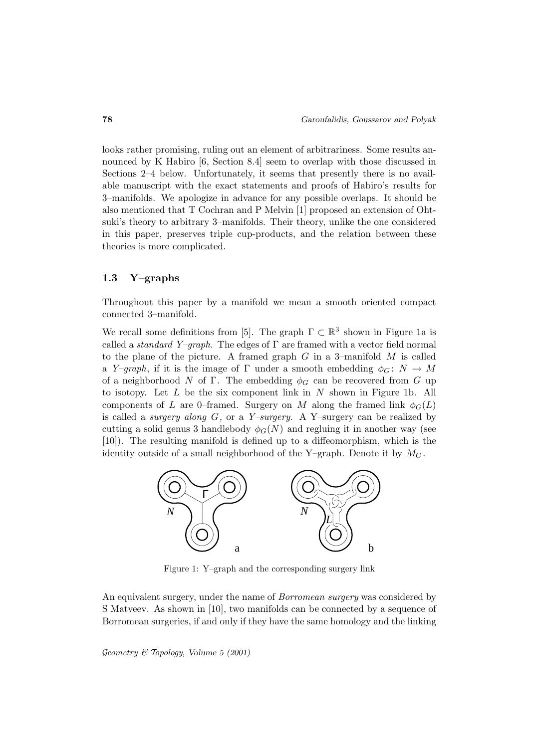looks rather promising, ruling out an element of arbitrariness. Some results announced by K Habiro [6, Section 8.4] seem to overlap with those discussed in Sections 2–4 below. Unfortunately, it seems that presently there is no available manuscript with the exact statements and proofs of Habiro's results for 3–manifolds. We apologize in advance for any possible overlaps. It should be also mentioned that T Cochran and P Melvin [1] proposed an extension of Ohtsuki's theory to arbitrary 3–manifolds. Their theory, unlike the one considered in this paper, preserves triple cup-products, and the relation between these theories is more complicated.

### 1.3 Y–graphs

Throughout this paper by a manifold we mean a smooth oriented compact connected 3–manifold.

We recall some definitions from [5]. The graph $\Gamma \subset \mathbb{R}^3$ shown in Figure 1a is called a *standard Y–graph.* The edges of $\Gamma$ are framed with a vector field normal to the plane of the picture. A framed graph $G$ in a 3–manifold $M$ is called a *Y–graph*, if it is the image of $\Gamma$ under a smooth embedding $\phi_G\colon N \to M$ of a neighborhood $N$ of $\Gamma$. The embedding $\phi_G$ can be recovered from $G$ up to isotopy. Let $L$ be the six component link in $N$ shown in Figure 1b. All components of $L$ are 0–framed. Surgery on $M$ along the framed link $\phi_G(L)$ is called a *surgery along* $G$, or a *Y–surgery.* A Y–surgery can be realized by cutting a solid genus 3 handlebody $\phi_G(N)$ and regluing it in another way (see [10]). The resulting manifold is defined up to a diffeomorphism, which is the identity outside of a small neighborhood of the Y–graph. Denote it by $M_G$.

Figure 1: Y–graph and the corresponding surgery link

An equivalent surgery, under the name of *Borromean surgery* was considered by S Matveev. As shown in [10], two manifolds can be connected by a sequence of Borromean surgeries, if and only if they have the same homology and the linking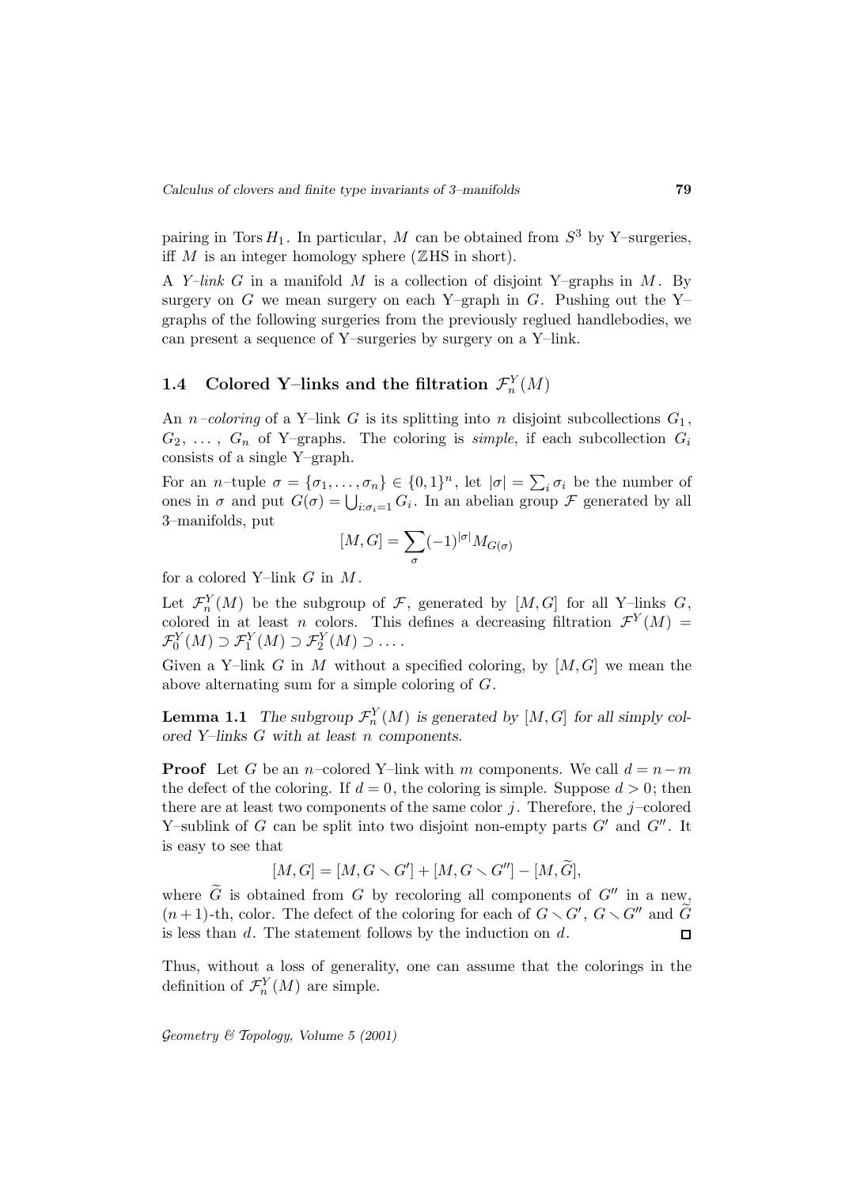pairing in $\operatorname{Tors} H_1$. In particular, $M$ can be obtained from $S^3$ by Y–surgeries, iff $M$ is an integer homology sphere ($\mathbb{Z}$HS in short).

A *Y–link* $G$ in a manifold $M$ is a collection of disjoint Y–graphs in $M$. By surgery on $G$ we mean surgery on each Y–graph in $G$. Pushing out the Y–graphs of the following surgeries from the previously reglued handlebodies, we can present a sequence of Y–surgeries by surgery on a Y–link.

### 1.4 Colored Y–links and the filtration $\mathcal{F}_n^Y(M)$

An *$n$–coloring* of a Y–link $G$ is its splitting into $n$ disjoint subcollections $G_1$, $G_2$, $\dots$, $G_n$ of Y–graphs. The coloring is *simple*, if each subcollection $G_i$ consists of a single Y–graph.

For an $n$–tuple $\sigma = \{\sigma_1, \dots, \sigma_n\} \in \{0,1\}^n$, let $|\sigma| = \sum_i \sigma_i$ be the number of ones in $\sigma$ and put $G(\sigma) = \bigcup_{i:\sigma_i=1} G_i$. In an abelian group $\mathcal{F}$ generated by all 3–manifolds, put

$$[M, G] = \sum_\sigma (-1)^{|\sigma|} M_{G(\sigma)}$$

for a colored Y–link $G$ in $M$.

Let $\mathcal{F}_n^Y(M)$ be the subgroup of $\mathcal{F}$, generated by $[M, G]$ for all Y–links $G$, colored in at least $n$ colors. This defines a decreasing filtration $\mathcal{F}^Y(M) = \mathcal{F}_0^Y(M) \supset \mathcal{F}_1^Y(M) \supset \mathcal{F}_2^Y(M) \supset \dots$.

Given a Y–link $G$ in $M$ without a specified coloring, by $[M, G]$ we mean the above alternating sum for a simple coloring of $G$.

**Lemma 1.1** *The subgroup $\mathcal{F}_n^Y(M)$ is generated by $[M, G]$ for all simply colored Y–links $G$ with at least $n$ components.*

**Proof** Let $G$ be an $n$–colored Y–link with $m$ components. We call $d = n - m$ the defect of the coloring. If $d = 0$, the coloring is simple. Suppose $d > 0$; then there are at least two components of the same color $j$. Therefore, the $j$–colored Y–sublink of $G$ can be split into two disjoint non-empty parts $G'$ and $G''$. It is easy to see that

$$[M, G] = [M, G \smallsetminus G'] + [M, G \smallsetminus G''] - [M, \widetilde{G}],$$

where $\widetilde{G}$ is obtained from $G$ by recoloring all components of $G''$ in a new, $(n+1)$-th, color. The defect of the coloring for each of $G \smallsetminus G'$, $G \smallsetminus G''$ and $\widetilde{G}$ is less than $d$. The statement follows by the induction on $d$. □

Thus, without a loss of generality, one can assume that the colorings in the definition of $\mathcal{F}_n^Y(M)$ are simple.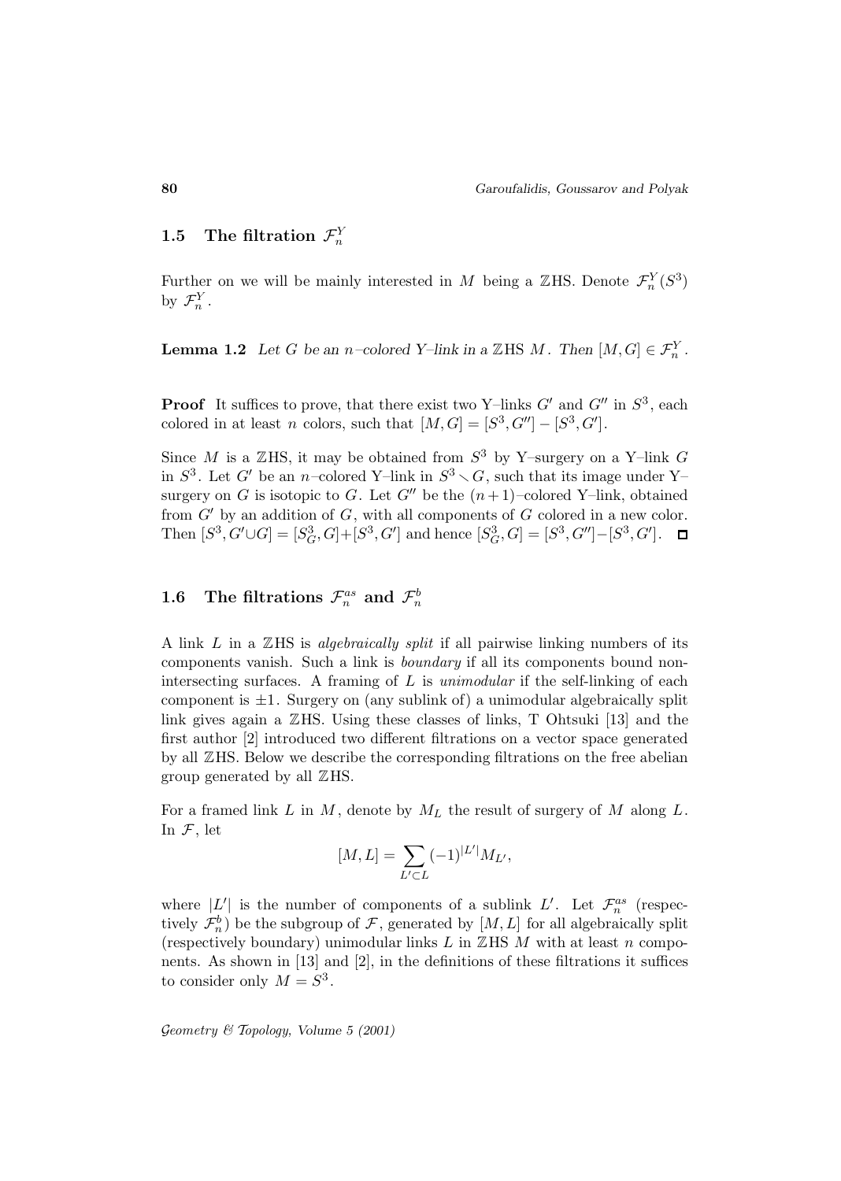## 1.5 The filtration $\mathcal{F}_n^Y$

Further on we will be mainly interested in $M$ being a $\mathbb{Z}$HS. Denote $\mathcal{F}_n^Y(S^3)$ by $\mathcal{F}_n^Y$.

**Lemma 1.2** *Let $G$ be an $n$–colored Y–link in a $\mathbb{Z}$HS $M$. Then $[M, G] \in \mathcal{F}_n^Y$.*

**Proof** It suffices to prove, that there exist two Y–links $G'$ and $G''$ in $S^3$, each colored in at least $n$ colors, such that $[M, G] = [S^3, G''] - [S^3, G']$.

Since $M$ is a $\mathbb{Z}$HS, it may be obtained from $S^3$ by Y–surgery on a Y–link $G$ in $S^3$. Let $G'$ be an $n$–colored Y–link in $S^3 \smallsetminus G$, such that its image under Y–surgery on $G$ is isotopic to $G$. Let $G''$ be the $(n+1)$–colored Y–link, obtained from $G'$ by an addition of $G$, with all components of $G$ colored in a new color. Then $[S^3, G' \cup G] = [S^3_G, G] + [S^3, G']$ and hence $[S^3_G, G] = [S^3, G''] - [S^3, G']$. □

## 1.6 The filtrations $\mathcal{F}_n^{as}$ and $\mathcal{F}_n^b$

A link $L$ in a $\mathbb{Z}$HS is *algebraically split* if all pairwise linking numbers of its components vanish. Such a link is *boundary* if all its components bound non-intersecting surfaces. A framing of $L$ is *unimodular* if the self-linking of each component is $\pm 1$. Surgery on (any sublink of) a unimodular algebraically split link gives again a $\mathbb{Z}$HS. Using these classes of links, T Ohtsuki [13] and the first author [2] introduced two different filtrations on a vector space generated by all $\mathbb{Z}$HS. Below we describe the corresponding filtrations on the free abelian group generated by all $\mathbb{Z}$HS.

For a framed link $L$ in $M$, denote by $M_L$ the result of surgery of $M$ along $L$. In $\mathcal{F}$, let

$$[M, L] = \sum_{L' \subset L} (-1)^{|L'|} M_{L'},$$

where $|L'|$ is the number of components of a sublink $L'$. Let $\mathcal{F}_n^{as}$ (respectively $\mathcal{F}_n^b$) be the subgroup of $\mathcal{F}$, generated by $[M, L]$ for all algebraically split (respectively boundary) unimodular links $L$ in $\mathbb{Z}$HS $M$ with at least $n$ components. As shown in [13] and [2], in the definitions of these filtrations it suffices to consider only $M = S^3$.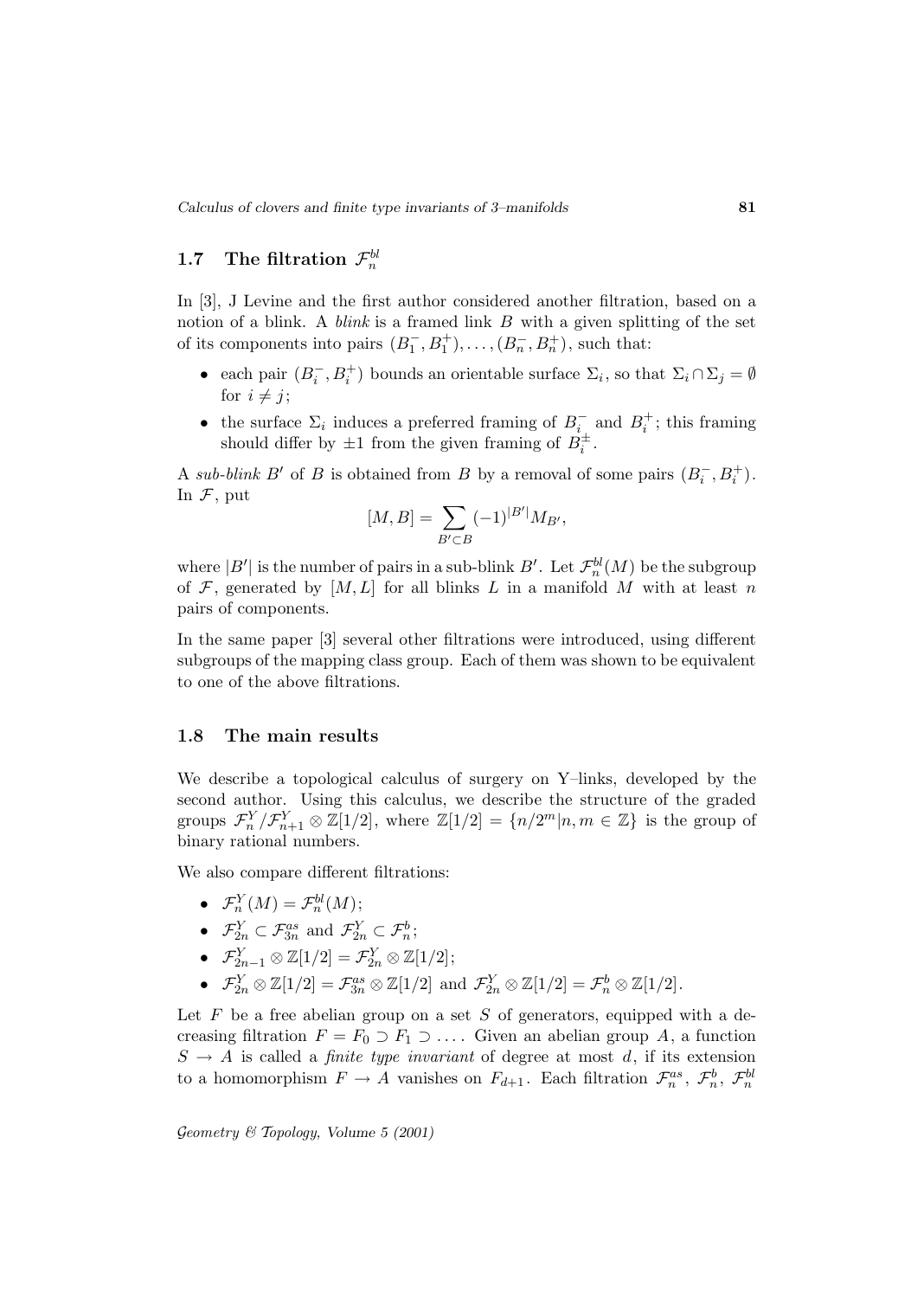### 1.7 The filtration $\mathcal{F}^{bl}_n$

In [3], J Levine and the first author considered another filtration, based on a notion of a blink. A *blink* is a framed link $B$ with a given splitting of the set of its components into pairs $(B^-_1, B^+_1), \dots, (B^-_n, B^+_n)$, such that:

- each pair $(B^-_i, B^+_i)$ bounds an orientable surface $\Sigma_i$, so that $\Sigma_i \cap \Sigma_j = \emptyset$ for $i \neq j$;
- the surface $\Sigma_i$ induces a preferred framing of $B^-_i$ and $B^+_i$; this framing should differ by $\pm 1$ from the given framing of $B^\pm_i$.

A *sub-blink* $B'$ of $B$ is obtained from $B$ by a removal of some pairs $(B^-_i, B^+_i)$. In $\mathcal{F}$, put

$$[M, B] = \sum_{B' \subset B} (-1)^{|B'|} M_{B'},$$

where $|B'|$ is the number of pairs in a sub-blink $B'$. Let $\mathcal{F}^{bl}_n(M)$ be the subgroup of $\mathcal{F}$, generated by $[M, L]$ for all blinks $L$ in a manifold $M$ with at least $n$ pairs of components.

In the same paper [3] several other filtrations were introduced, using different subgroups of the mapping class group. Each of them was shown to be equivalent to one of the above filtrations.

### 1.8 The main results

We describe a topological calculus of surgery on Y–links, developed by the second author. Using this calculus, we describe the structure of the graded groups $\mathcal{F}^Y_n / \mathcal{F}^Y_{n+1} \otimes \mathbb{Z}[1/2]$, where $\mathbb{Z}[1/2] = \{n/2^m | n, m \in \mathbb{Z}\}$ is the group of binary rational numbers.

We also compare different filtrations:

- $\mathcal{F}^Y_n(M) = \mathcal{F}^{bl}_n(M)$;
- $\mathcal{F}^Y_{2n} \subset \mathcal{F}^{as}_{3n}$ and $\mathcal{F}^Y_{2n} \subset \mathcal{F}^b_n$;
- $\mathcal{F}^Y_{2n-1} \otimes \mathbb{Z}[1/2] = \mathcal{F}^Y_{2n} \otimes \mathbb{Z}[1/2]$;
- $\mathcal{F}^Y_{2n} \otimes \mathbb{Z}[1/2] = \mathcal{F}^{as}_{3n} \otimes \mathbb{Z}[1/2]$ and $\mathcal{F}^Y_{2n} \otimes \mathbb{Z}[1/2] = \mathcal{F}^b_n \otimes \mathbb{Z}[1/2]$.

Let $F$ be a free abelian group on a set $S$ of generators, equipped with a decreasing filtration $F = F_0 \supset F_1 \supset \dots$. Given an abelian group $A$, a function $S \to A$ is called a *finite type invariant* of degree at most $d$, if its extension to a homomorphism $F \to A$ vanishes on $F_{d+1}$. Each filtration $\mathcal{F}^{as}_n$, $\mathcal{F}^b_n$, $\mathcal{F}^{bl}_n$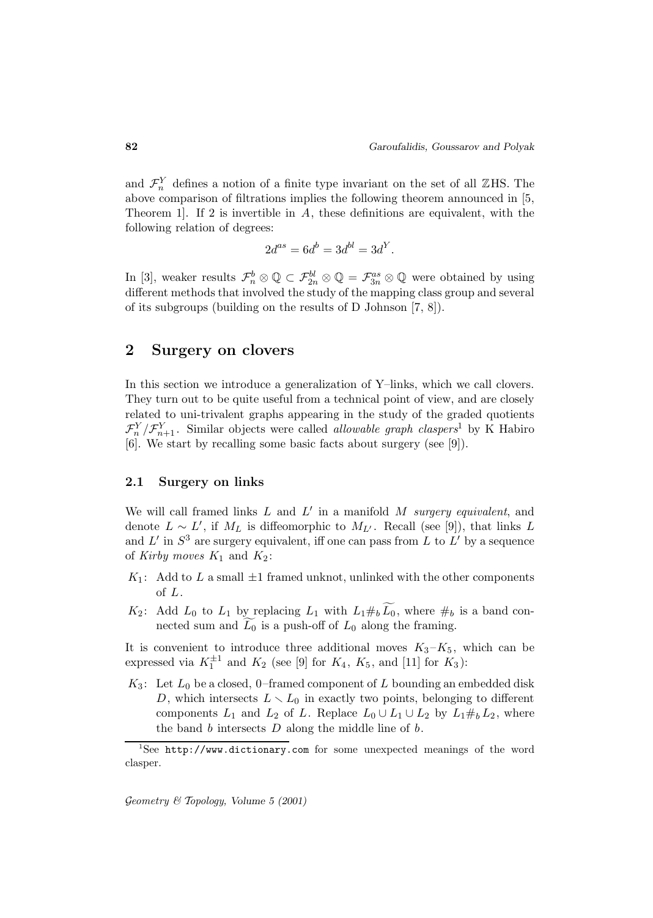and $\mathcal{F}_n^Y$ defines a notion of a finite type invariant on the set of all $\mathbb{Z}$HS. The above comparison of filtrations implies the following theorem announced in [5, Theorem 1]. If 2 is invertible in $A$, these definitions are equivalent, with the following relation of degrees:

$$2d^{as} = 6d^b = 3d^{bl} = 3d^Y.$$

In [3], weaker results $\mathcal{F}_n^b \otimes \mathbb{Q} \subset \mathcal{F}_{2n}^{bl} \otimes \mathbb{Q} = \mathcal{F}_{3n}^{as} \otimes \mathbb{Q}$ were obtained by using different methods that involved the study of the mapping class group and several of its subgroups (building on the results of D Johnson [7, 8]).

## 2 Surgery on clovers

In this section we introduce a generalization of Y–links, which we call clovers. They turn out to be quite useful from a technical point of view, and are closely related to uni-trivalent graphs appearing in the study of the graded quotients $\mathcal{F}_n^Y / \mathcal{F}_{n+1}^Y$. Similar objects were called *allowable graph claspers*[1] by K Habiro [6]. We start by recalling some basic facts about surgery (see [9]).

### 2.1 Surgery on links

We will call framed links $L$ and $L'$ in a manifold $M$ *surgery equivalent*, and denote $L \sim L'$, if $M_L$ is diffeomorphic to $M_{L'}$. Recall (see [9]), that links $L$ and $L'$ in $S^3$ are surgery equivalent, iff one can pass from $L$ to $L'$ by a sequence of *Kirby moves* $K_1$ and $K_2$:

- $K_1$: Add to $L$ a small $\pm 1$ framed unknot, unlinked with the other components of $L$.
- $K_2$: Add $L_0$ to $L_1$ by replacing $L_1$ with $L_1 \#_b \widetilde{L_0}$, where $\#_b$ is a band connected sum and $\widetilde{L_0}$ is a push-off of $L_0$ along the framing.

It is convenient to introduce three additional moves $K_3$–$K_5$, which can be expressed via $K_1^{\pm 1}$ and $K_2$ (see [9] for $K_4$, $K_5$, and [11] for $K_3$):

- $K_3$: Let $L_0$ be a closed, 0–framed component of $L$ bounding an embedded disk $D$, which intersects $L \smallsetminus L_0$ in exactly two points, belonging to different components $L_1$ and $L_2$ of $L$. Replace $L_0 \cup L_1 \cup L_2$ by $L_1 \#_b L_2$, where the band $b$ intersects $D$ along the middle line of $b$.

[1] See http://www.dictionary.com for some unexpected meanings of the word clasper.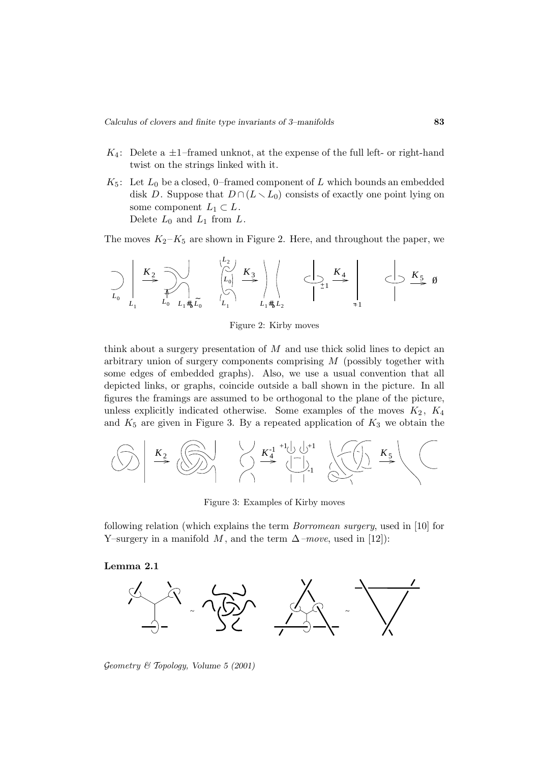- $K_4$: Delete a $\pm1$–framed unknot, at the expense of the full left- or right-hand twist on the strings linked with it.
- $K_5$: Let $L_0$ be a closed, 0–framed component of $L$ which bounds an embedded disk $D$. Suppose that $D \cap (L \smallsetminus L_0)$ consists of exactly one point lying on some component $L_1 \subset L$.
  Delete $L_0$ and $L_1$ from $L$.

The moves $K_2$–$K_5$ are shown in Figure 2. Here, and throughout the paper, we

Figure 2: Kirby moves

think about a surgery presentation of $M$ and use thick solid lines to depict an arbitrary union of surgery components comprising $M$ (possibly together with some edges of embedded graphs). Also, we use a usual convention that all depicted links, or graphs, coincide outside a ball shown in the picture. In all figures the framings are assumed to be orthogonal to the plane of the picture, unless explicitly indicated otherwise. Some examples of the moves $K_2$, $K_4$ and $K_5$ are given in Figure 3. By a repeated application of $K_3$ we obtain the

Figure 3: Examples of Kirby moves

following relation (which explains the term *Borromean surgery*, used in [10] for Y–surgery in a manifold $M$, and the term $\Delta$*–move*, used in [12]):

**Lemma 2.1**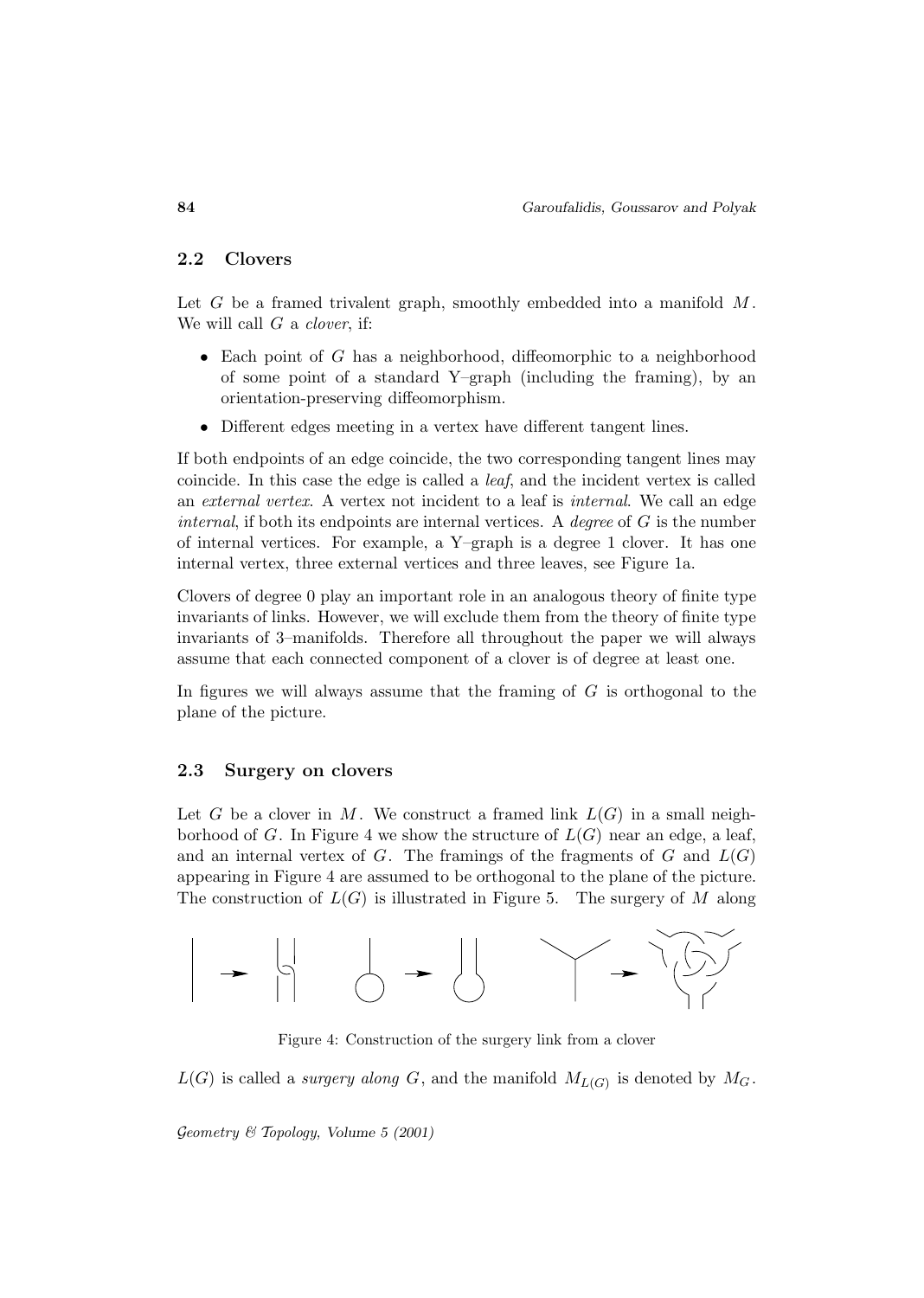### 2.2 Clovers

Let $G$ be a framed trivalent graph, smoothly embedded into a manifold $M$. We will call $G$ a *clover*, if:

- Each point of $G$ has a neighborhood, diffeomorphic to a neighborhood of some point of a standard Y–graph (including the framing), by an orientation-preserving diffeomorphism.
- Different edges meeting in a vertex have different tangent lines.

If both endpoints of an edge coincide, the two corresponding tangent lines may coincide. In this case the edge is called a *leaf*, and the incident vertex is called an *external vertex*. A vertex not incident to a leaf is *internal*. We call an edge *internal*, if both its endpoints are internal vertices. A *degree* of $G$ is the number of internal vertices. For example, a Y–graph is a degree 1 clover. It has one internal vertex, three external vertices and three leaves, see Figure 1a.

Clovers of degree 0 play an important role in an analogous theory of finite type invariants of links. However, we will exclude them from the theory of finite type invariants of 3–manifolds. Therefore all throughout the paper we will always assume that each connected component of a clover is of degree at least one.

In figures we will always assume that the framing of $G$ is orthogonal to the plane of the picture.

### 2.3 Surgery on clovers

Let $G$ be a clover in $M$. We construct a framed link $L(G)$ in a small neighborhood of $G$. In Figure 4 we show the structure of $L(G)$ near an edge, a leaf, and an internal vertex of $G$. The framings of the fragments of $G$ and $L(G)$ appearing in Figure 4 are assumed to be orthogonal to the plane of the picture. The construction of $L(G)$ is illustrated in Figure 5. The surgery of $M$ along

Figure 4: Construction of the surgery link from a clover

$L(G)$ is called a *surgery along* $G$, and the manifold $M_{L(G)}$ is denoted by $M_G$.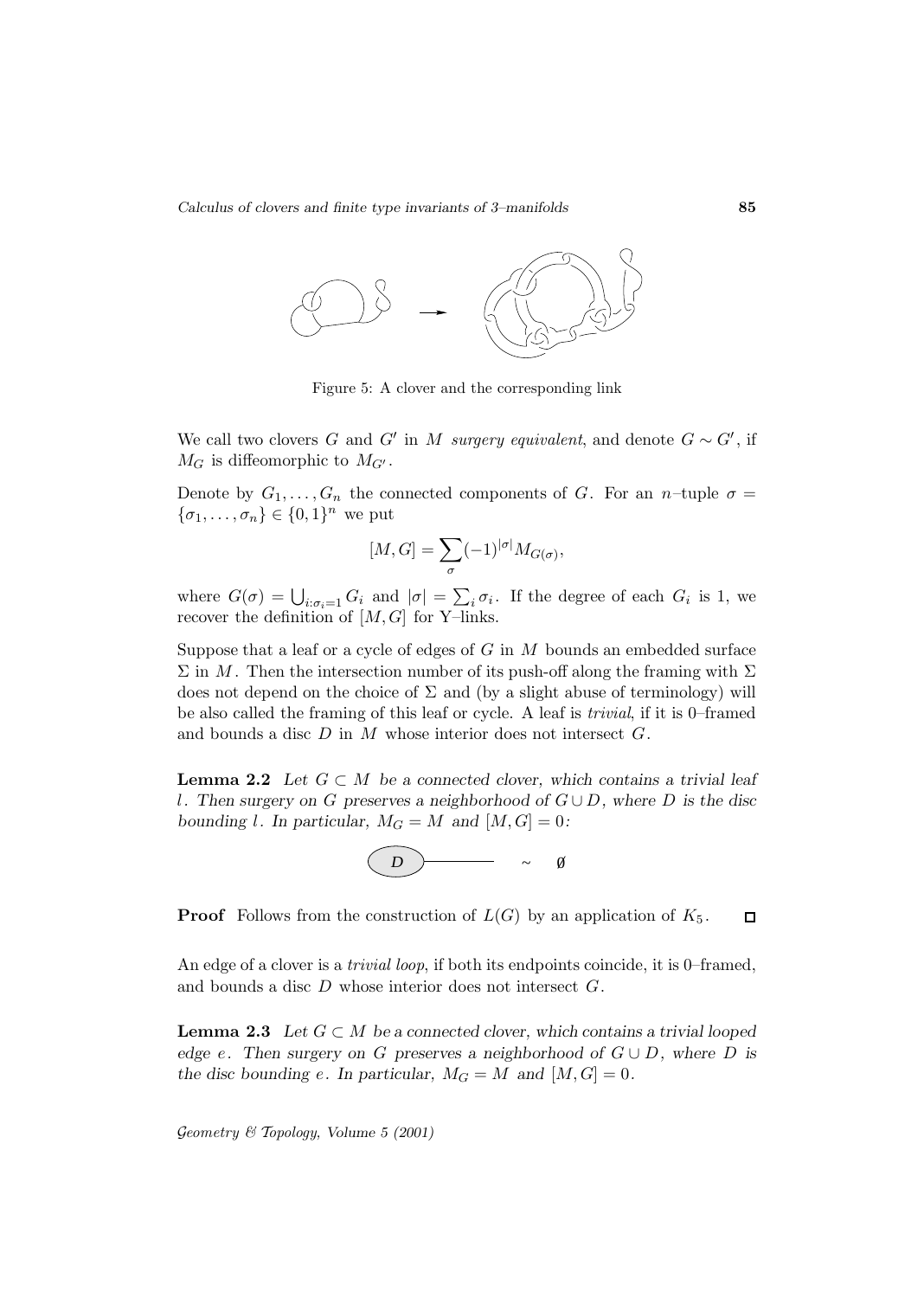Figure 5: A clover and the corresponding link

We call two clovers $G$ and $G'$ in $M$ *surgery equivalent*, and denote $G \sim G'$, if $M_G$ is diffeomorphic to $M_{G'}$.

Denote by $G_1, \ldots, G_n$ the connected components of $G$. For an $n$–tuple $\sigma = \{\sigma_1, \ldots, \sigma_n\} \in \{0,1\}^n$ we put

$$[M, G] = \sum_{\sigma} (-1)^{|\sigma|} M_{G(\sigma)},$$

where $G(\sigma) = \bigcup_{i:\sigma_i=1} G_i$ and $|\sigma| = \sum_i \sigma_i$. If the degree of each $G_i$ is 1, we recover the definition of $[M, G]$ for Y–links.

Suppose that a leaf or a cycle of edges of $G$ in $M$ bounds an embedded surface $\Sigma$ in $M$. Then the intersection number of its push-off along the framing with $\Sigma$ does not depend on the choice of $\Sigma$ and (by a slight abuse of terminology) will be also called the framing of this leaf or cycle. A leaf is *trivial*, if it is 0–framed and bounds a disc $D$ in $M$ whose interior does not intersect $G$.

**Lemma 2.2** *Let $G \subset M$ be a connected clover, which contains a trivial leaf $l$. Then surgery on $G$ preserves a neighborhood of $G \cup D$, where $D$ is the disc bounding $l$. In particular, $M_G = M$ and $[M, G] = 0$:*

$D$ ——— $\sim$ $\emptyset$

**Proof** Follows from the construction of $L(G)$ by an application of $K_5$. □

An edge of a clover is a *trivial loop*, if both its endpoints coincide, it is 0–framed, and bounds a disc $D$ whose interior does not intersect $G$.

**Lemma 2.3** *Let $G \subset M$ be a connected clover, which contains a trivial looped edge $e$. Then surgery on $G$ preserves a neighborhood of $G \cup D$, where $D$ is the disc bounding $e$. In particular, $M_G = M$ and $[M, G] = 0$.*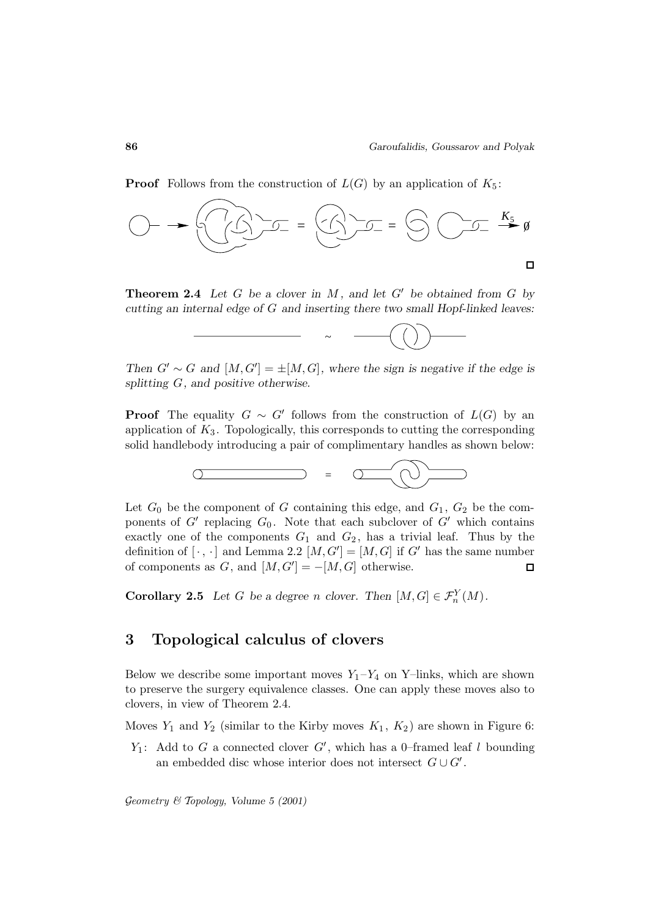**Proof** Follows from the construction of $L(G)$ by an application of $K_5$:

$\square$

**Theorem 2.4** *Let $G$ be a clover in $M$, and let $G'$ be obtained from $G$ by cutting an internal edge of $G$ and inserting there two small Hopf-linked leaves:*

*Then $G' \sim G$ and $[M, G'] = \pm[M, G]$, where the sign is negative if the edge is splitting $G$, and positive otherwise.*

**Proof** The equality $G \sim G'$ follows from the construction of $L(G)$ by an application of $K_3$. Topologically, this corresponds to cutting the corresponding solid handlebody introducing a pair of complimentary handles as shown below:

Let $G_0$ be the component of $G$ containing this edge, and $G_1$, $G_2$ be the components of $G'$ replacing $G_0$. Note that each subclover of $G'$ which contains exactly one of the components $G_1$ and $G_2$, has a trivial leaf. Thus by the definition of $[\cdot, \cdot]$ and Lemma 2.2 $[M, G'] = [M, G]$ if $G'$ has the same number of components as $G$, and $[M, G'] = -[M, G]$ otherwise. $\square$

**Corollary 2.5** *Let $G$ be a degree $n$ clover. Then $[M, G] \in \mathcal{F}^Y_n(M)$.*

## 3 Topological calculus of clovers

Below we describe some important moves $Y_1$–$Y_4$ on Y–links, which are shown to preserve the surgery equivalence classes. One can apply these moves also to clovers, in view of Theorem 2.4.

Moves $Y_1$ and $Y_2$ (similar to the Kirby moves $K_1$, $K_2$) are shown in Figure 6:

$Y_1$: Add to $G$ a connected clover $G'$, which has a 0–framed leaf $l$ bounding an embedded disc whose interior does not intersect $G \cup G'$.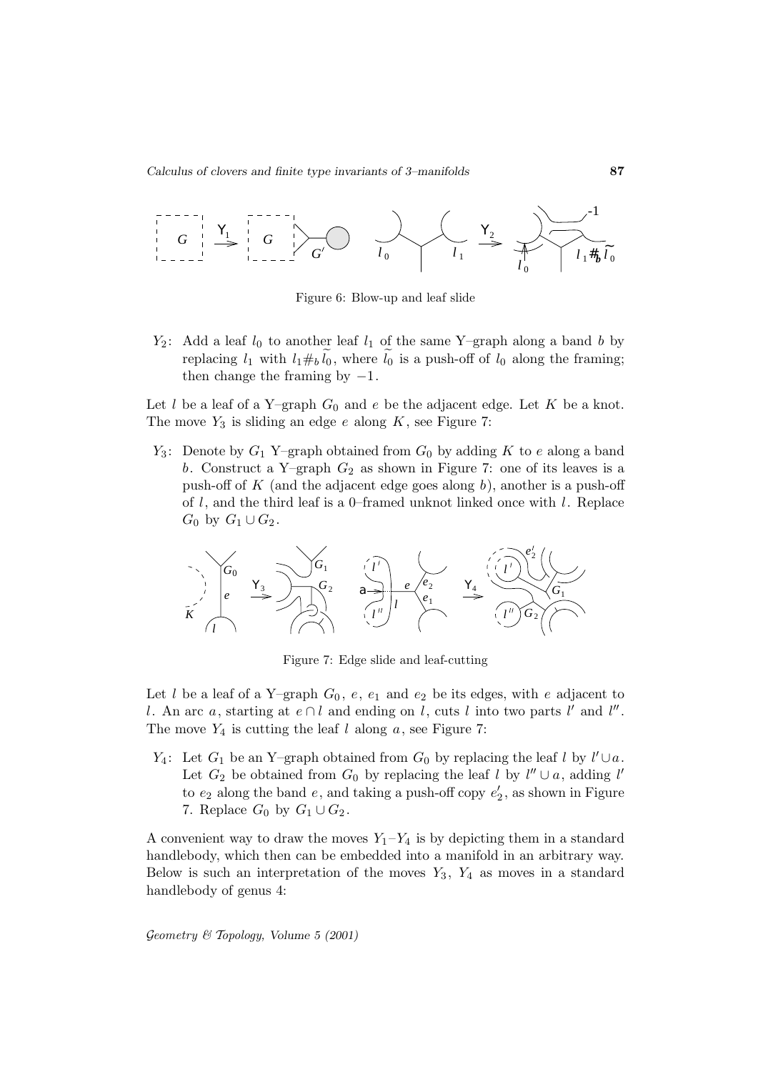Figure 6: Blow-up and leaf slide

$Y_2$: Add a leaf $l_0$ to another leaf $l_1$ of the same Y–graph along a band $b$ by replacing $l_1$ with $l_1 \#_b \widetilde{l}_0$, where $\widetilde{l}_0$ is a push-off of $l_0$ along the framing; then change the framing by $-1$.

Let $l$ be a leaf of a Y–graph $G_0$ and $e$ be the adjacent edge. Let $K$ be a knot. The move $Y_3$ is sliding an edge $e$ along $K$, see Figure 7:

$Y_3$: Denote by $G_1$ Y–graph obtained from $G_0$ by adding $K$ to $e$ along a band $b$. Construct a Y–graph $G_2$ as shown in Figure 7: one of its leaves is a push-off of $K$ (and the adjacent edge goes along $b$), another is a push-off of $l$, and the third leaf is a 0–framed unknot linked once with $l$. Replace $G_0$ by $G_1 \cup G_2$.

Figure 7: Edge slide and leaf-cutting

Let $l$ be a leaf of a Y–graph $G_0$, $e$, $e_1$ and $e_2$ be its edges, with $e$ adjacent to $l$. An arc $a$, starting at $e \cap l$ and ending on $l$, cuts $l$ into two parts $l'$ and $l''$. The move $Y_4$ is cutting the leaf $l$ along $a$, see Figure 7:

$Y_4$: Let $G_1$ be an Y–graph obtained from $G_0$ by replacing the leaf $l$ by $l' \cup a$. Let $G_2$ be obtained from $G_0$ by replacing the leaf $l$ by $l'' \cup a$, adding $l'$ to $e_2$ along the band $e$, and taking a push-off copy $e_2'$, as shown in Figure 7. Replace $G_0$ by $G_1 \cup G_2$.

A convenient way to draw the moves $Y_1$–$Y_4$ is by depicting them in a standard handlebody, which then can be embedded into a manifold in an arbitrary way. Below is such an interpretation of the moves $Y_3$, $Y_4$ as moves in a standard handlebody of genus 4: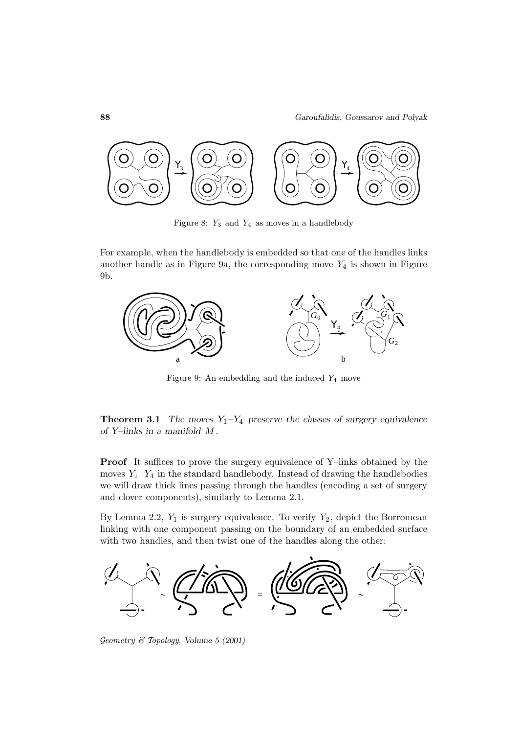Figure 8: $Y_3$ and $Y_4$ as moves in a handlebody

For example, when the handlebody is embedded so that one of the handles links another handle as in Figure 9a, the corresponding move $Y_4$ is shown in Figure 9b.

Figure 9: An embedding and the induced $Y_4$ move

**Theorem 3.1** *The moves $Y_1$–$Y_4$ preserve the classes of surgery equivalence of Y–links in a manifold $M$.*

**Proof** It suffices to prove the surgery equivalence of Y–links obtained by the moves $Y_1$–$Y_4$ in the standard handlebody. Instead of drawing the handlebodies we will draw thick lines passing through the handles (encoding a set of surgery and clover components), similarly to Lemma 2.1.

By Lemma 2.2, $Y_1$ is surgery equivalence. To verify $Y_2$, depict the Borromean linking with one component passing on the boundary of an embedded surface with two handles, and then twist one of the handles along the other: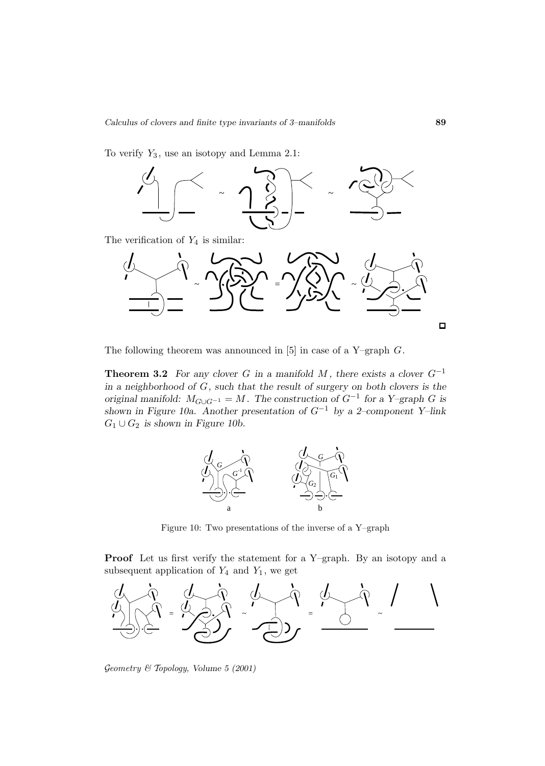To verify $Y_3$, use an isotopy and Lemma 2.1:

The verification of $Y_4$ is similar:

□

The following theorem was announced in [5] in case of a Y–graph $G$.

**Theorem 3.2** *For any clover $G$ in a manifold $M$, there exists a clover $G^{-1}$ in a neighborhood of $G$, such that the result of surgery on both clovers is the original manifold: $M_{G \cup G^{-1}} = M$. The construction of $G^{-1}$ for a Y–graph $G$ is shown in Figure 10a. Another presentation of $G^{-1}$ by a 2–component Y–link $G_1 \cup G_2$ is shown in Figure 10b.*

Figure 10: Two presentations of the inverse of a Y–graph

**Proof** Let us first verify the statement for a Y–graph. By an isotopy and a subsequent application of $Y_4$ and $Y_1$, we get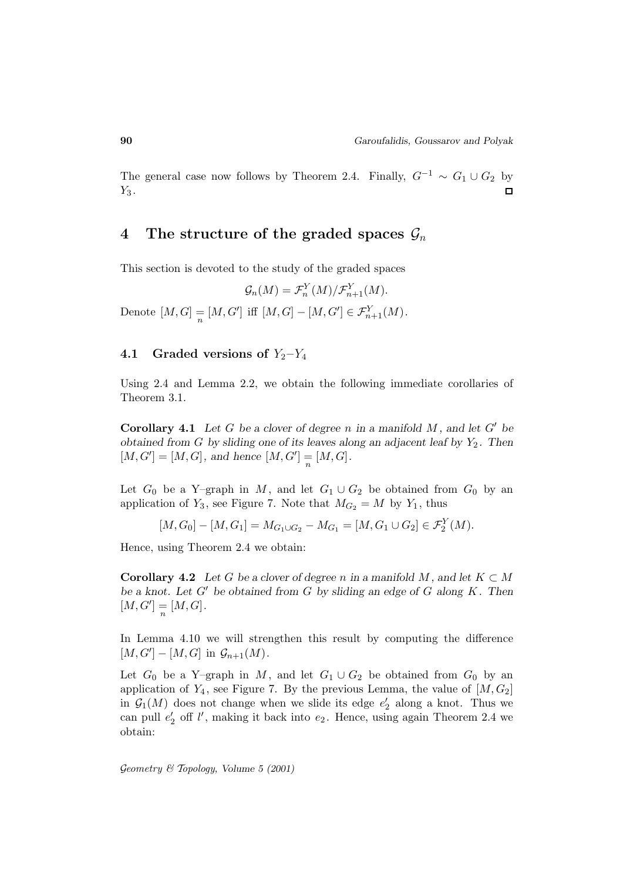The general case now follows by Theorem 2.4. Finally, $G^{-1} \sim G_1 \cup G_2$ by $Y_3$. $\square$

# 4 The structure of the graded spaces $\mathcal{G}_n$

This section is devoted to the study of the graded spaces

$$\mathcal{G}_n(M) = \mathcal{F}_n^Y(M)/\mathcal{F}_{n+1}^Y(M).$$

Denote $[M, G] \underset{n}{=} [M, G']$ iff $[M, G] - [M, G'] \in \mathcal{F}_{n+1}^Y(M)$.

## 4.1 Graded versions of $Y_2$–$Y_4$

Using 2.4 and Lemma 2.2, we obtain the following immediate corollaries of Theorem 3.1.

**Corollary 4.1** *Let $G$ be a clover of degree $n$ in a manifold $M$, and let $G'$ be obtained from $G$ by sliding one of its leaves along an adjacent leaf by $Y_2$. Then $[M, G'] = [M, G]$, and hence $[M, G'] \underset{n}{=} [M, G]$.*

Let $G_0$ be a Y–graph in $M$, and let $G_1 \cup G_2$ be obtained from $G_0$ by an application of $Y_3$, see Figure 7. Note that $M_{G_2} = M$ by $Y_1$, thus

$$[M, G_0] - [M, G_1] = M_{G_1 \cup G_2} - M_{G_1} = [M, G_1 \cup G_2] \in \mathcal{F}_2^Y(M).$$

Hence, using Theorem 2.4 we obtain:

**Corollary 4.2** *Let $G$ be a clover of degree $n$ in a manifold $M$, and let $K \subset M$ be a knot. Let $G'$ be obtained from $G$ by sliding an edge of $G$ along $K$. Then $[M, G'] \underset{n}{=} [M, G]$.*

In Lemma 4.10 we will strengthen this result by computing the difference $[M, G'] - [M, G]$ in $\mathcal{G}_{n+1}(M)$.

Let $G_0$ be a Y–graph in $M$, and let $G_1 \cup G_2$ be obtained from $G_0$ by an application of $Y_4$, see Figure 7. By the previous Lemma, the value of $[M, G_2]$ in $\mathcal{G}_1(M)$ does not change when we slide its edge $e_2'$ along a knot. Thus we can pull $e_2'$ off $l'$, making it back into $e_2$. Hence, using again Theorem 2.4 we obtain: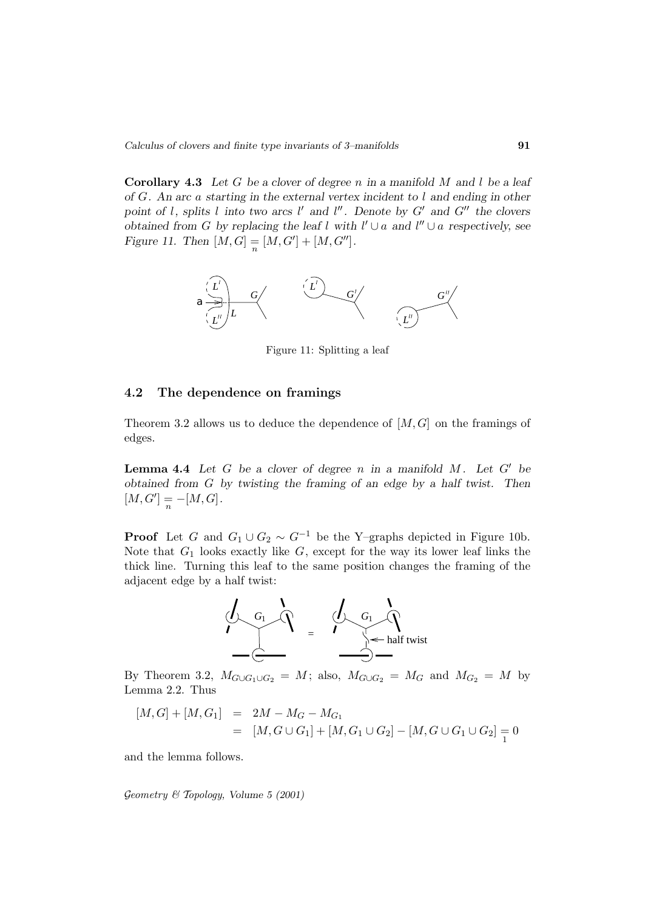**Corollary 4.3** *Let $G$ be a clover of degree $n$ in a manifold $M$ and $l$ be a leaf of $G$. An arc $a$ starting in the external vertex incident to $l$ and ending in other point of $l$, splits $l$ into two arcs $l'$ and $l''$. Denote by $G'$ and $G''$ the clovers obtained from $G$ by replacing the leaf $l$ with $l' \cup a$ and $l'' \cup a$ respectively, see Figure 11. Then $[M, G] \underset{n}{=} [M, G'] + [M, G'']$.*

Figure 11: Splitting a leaf

## 4.2 The dependence on framings

Theorem 3.2 allows us to deduce the dependence of $[M, G]$ on the framings of edges.

**Lemma 4.4** *Let $G$ be a clover of degree $n$ in a manifold $M$. Let $G'$ be obtained from $G$ by twisting the framing of an edge by a half twist. Then $[M, G'] \underset{n}{=} -[M, G]$.*

**Proof** Let $G$ and $G_1 \cup G_2 \sim G^{-1}$ be the Y–graphs depicted in Figure 10b. Note that $G_1$ looks exactly like $G$, except for the way its lower leaf links the thick line. Turning this leaf to the same position changes the framing of the adjacent edge by a half twist:

By Theorem 3.2, $M_{G \cup G_1 \cup G_2} = M$; also, $M_{G \cup G_2} = M_G$ and $M_{G_2} = M$ by Lemma 2.2. Thus

$$
\begin{aligned}
[M, G] + [M, G_1] &= 2M - M_G - M_{G_1} \\
&= [M, G \cup G_1] + [M, G_1 \cup G_2] - [M, G \cup G_1 \cup G_2] \underset{1}{=} 0
\end{aligned}
$$

and the lemma follows.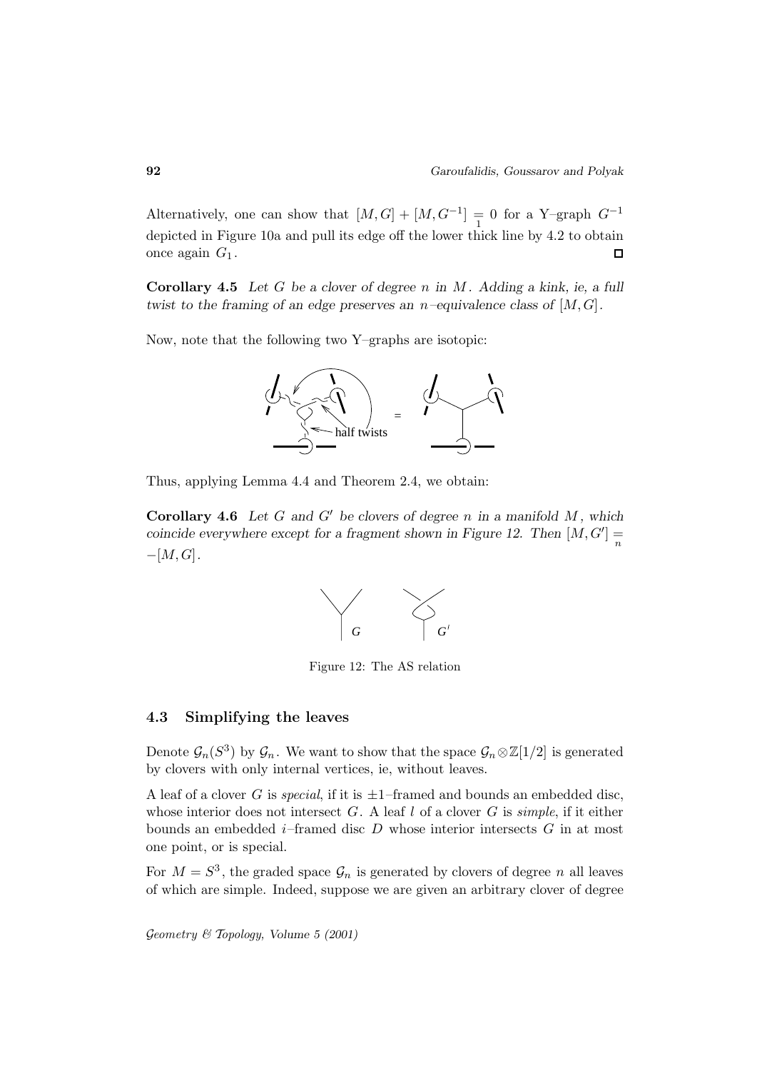Alternatively, one can show that $[M,G] + [M,G^{-1}] \underset{1}{=} 0$ for a Y–graph $G^{-1}$ depicted in Figure 10a and pull its edge off the lower thick line by 4.2 to obtain once again $G_1$. $\square$

**Corollary 4.5** *Let $G$ be a clover of degree $n$ in $M$. Adding a kink, ie, a full twist to the framing of an edge preserves an $n$–equivalence class of $[M,G]$.*

Now, note that the following two Y–graphs are isotopic:

half twists

Thus, applying Lemma 4.4 and Theorem 2.4, we obtain:

**Corollary 4.6** *Let $G$ and $G'$ be clovers of degree $n$ in a manifold $M$, which coincide everywhere except for a fragment shown in Figure 12. Then $[M,G'] \underset{n}{=} -[M,G]$.*

Figure 12: The AS relation

### 4.3 Simplifying the leaves

Denote $\mathcal{G}_n(S^3)$ by $\mathcal{G}_n$. We want to show that the space $\mathcal{G}_n \otimes \mathbb{Z}[1/2]$ is generated by clovers with only internal vertices, ie, without leaves.

A leaf of a clover $G$ is *special*, if it is $\pm 1$–framed and bounds an embedded disc, whose interior does not intersect $G$. A leaf $l$ of a clover $G$ is *simple*, if it either bounds an embedded $i$–framed disc $D$ whose interior intersects $G$ in at most one point, or is special.

For $M = S^3$, the graded space $\mathcal{G}_n$ is generated by clovers of degree $n$ all leaves of which are simple. Indeed, suppose we are given an arbitrary clover of degree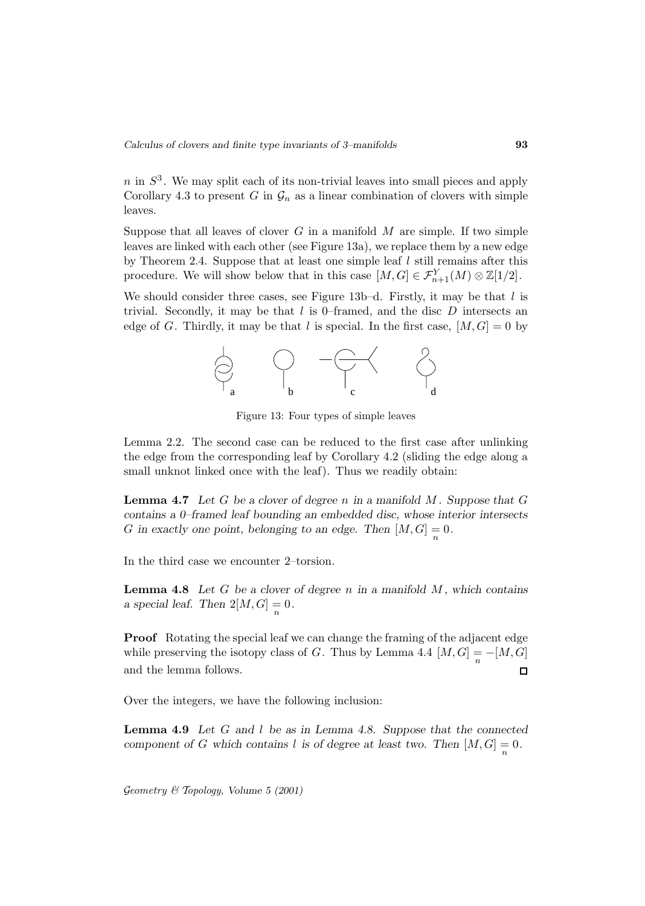$n$ in $S^3$. We may split each of its non-trivial leaves into small pieces and apply Corollary 4.3 to present $G$ in $\mathcal{G}_n$ as a linear combination of clovers with simple leaves.

Suppose that all leaves of clover $G$ in a manifold $M$ are simple. If two simple leaves are linked with each other (see Figure 13a), we replace them by a new edge by Theorem 2.4. Suppose that at least one simple leaf $l$ still remains after this procedure. We will show below that in this case $[M, G] \in \mathcal{F}^Y_{n+1}(M) \otimes \mathbb{Z}[1/2]$.

We should consider three cases, see Figure 13b–d. Firstly, it may be that $l$ is trivial. Secondly, it may be that $l$ is 0–framed, and the disc $D$ intersects an edge of $G$. Thirdly, it may be that $l$ is special. In the first case, $[M, G] = 0$ by

Figure 13: Four types of simple leaves

Lemma 2.2. The second case can be reduced to the first case after unlinking the edge from the corresponding leaf by Corollary 4.2 (sliding the edge along a small unknot linked once with the leaf). Thus we readily obtain:

**Lemma 4.7** *Let $G$ be a clover of degree $n$ in a manifold $M$. Suppose that $G$ contains a 0–framed leaf bounding an embedded disc, whose interior intersects $G$ in exactly one point, belonging to an edge. Then $[M, G] \underset{n}{=} 0$.*

In the third case we encounter 2–torsion.

**Lemma 4.8** *Let $G$ be a clover of degree $n$ in a manifold $M$, which contains a special leaf. Then $2[M, G] \underset{n}{=} 0$.*

**Proof** Rotating the special leaf we can change the framing of the adjacent edge while preserving the isotopy class of $G$. Thus by Lemma 4.4 $[M, G] \underset{n}{=} -[M, G]$ and the lemma follows. □

Over the integers, we have the following inclusion:

**Lemma 4.9** *Let $G$ and $l$ be as in Lemma 4.8. Suppose that the connected component of $G$ which contains $l$ is of degree at least two. Then $[M, G] \underset{n}{=} 0$.*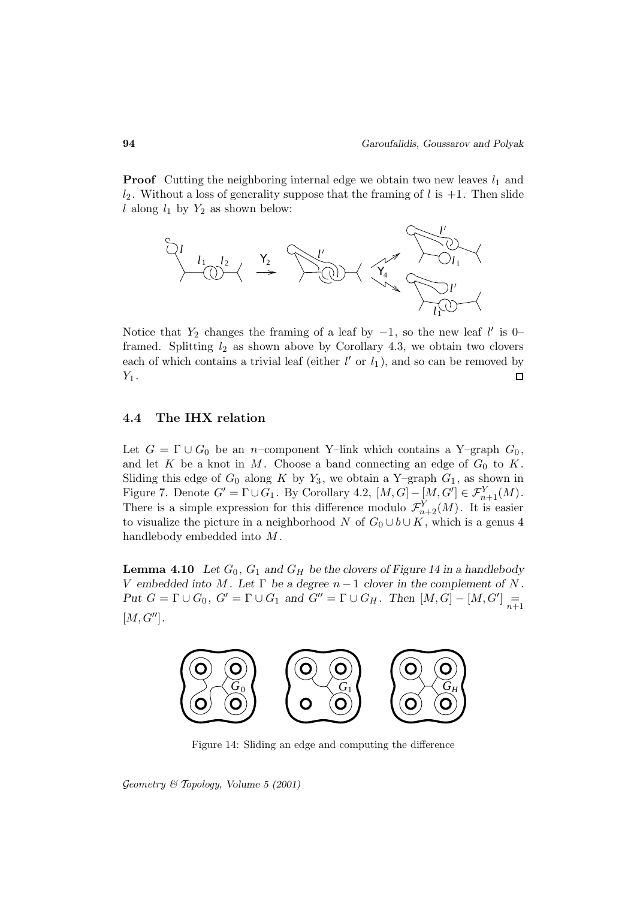**Proof** Cutting the neighboring internal edge we obtain two new leaves $l_1$ and $l_2$. Without a loss of generality suppose that the framing of $l$ is $+1$. Then slide $l$ along $l_1$ by $Y_2$ as shown below:

Notice that $Y_2$ changes the framing of a leaf by $-1$, so the new leaf $l'$ is 0–framed. Splitting $l_2$ as shown above by Corollary 4.3, we obtain two clovers each of which contains a trivial leaf (either $l'$ or $l_1$), and so can be removed by $Y_1$. □

### 4.4 The IHX relation

Let $G = \Gamma \cup G_0$ be an $n$–component Y–link which contains a Y–graph $G_0$, and let $K$ be a knot in $M$. Choose a band connecting an edge of $G_0$ to $K$. Sliding this edge of $G_0$ along $K$ by $Y_3$, we obtain a Y–graph $G_1$, as shown in Figure 7. Denote $G' = \Gamma \cup G_1$. By Corollary 4.2, $[M, G] - [M, G'] \in \mathcal{F}^Y_{n+1}(M)$. There is a simple expression for this difference modulo $\mathcal{F}^Y_{n+2}(M)$. It is easier to visualize the picture in a neighborhood $N$ of $G_0 \cup b \cup K$, which is a genus 4 handlebody embedded into $M$.

**Lemma 4.10** *Let $G_0$, $G_1$ and $G_H$ be the clovers of Figure 14 in a handlebody $V$ embedded into $M$. Let $\Gamma$ be a degree $n-1$ clover in the complement of $N$. Put $G = \Gamma \cup G_0$, $G' = \Gamma \cup G_1$ and $G'' = \Gamma \cup G_H$. Then $[M, G] - [M, G'] \underset{n+1}{=} [M, G'']$.*

Figure 14: Sliding an edge and computing the difference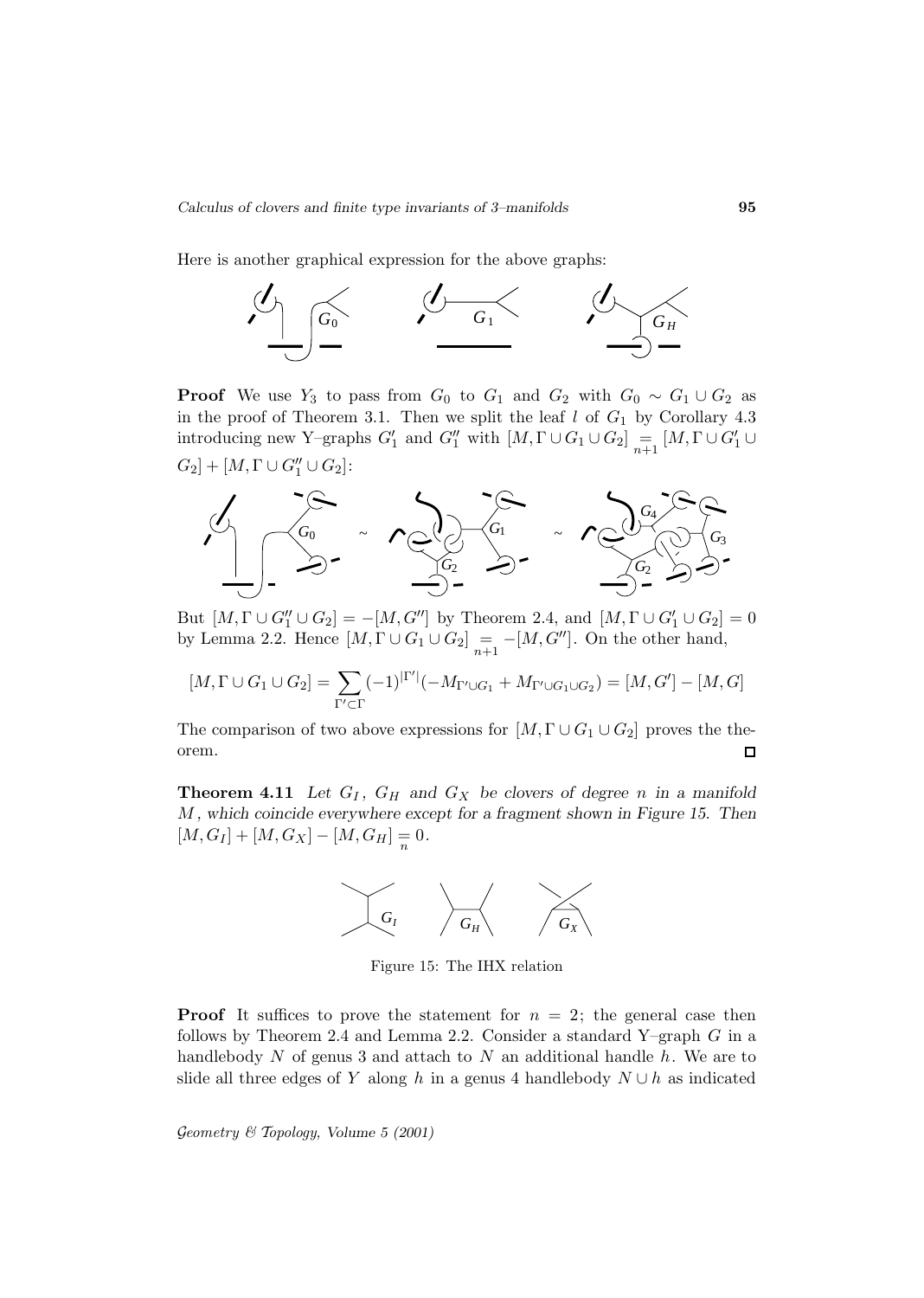Here is another graphical expression for the above graphs:

**Proof** We use $Y_3$ to pass from $G_0$ to $G_1$ and $G_2$ with $G_0 \sim G_1 \cup G_2$ as in the proof of Theorem 3.1. Then we split the leaf $l$ of $G_1$ by Corollary 4.3 introducing new Y–graphs $G_1'$ and $G_1''$ with $[M, \Gamma \cup G_1 \cup G_2] \underset{n+1}{=} [M, \Gamma \cup G_1' \cup G_2] + [M, \Gamma \cup G_1'' \cup G_2]$:

But $[M, \Gamma \cup G_1'' \cup G_2] = -[M, G'']$ by Theorem 2.4, and $[M, \Gamma \cup G_1' \cup G_2] = 0$ by Lemma 2.2. Hence $[M, \Gamma \cup G_1 \cup G_2] \underset{n+1}{=} -[M, G'']$. On the other hand,

$$[M, \Gamma \cup G_1 \cup G_2] = \sum_{\Gamma' \subset \Gamma} (-1)^{|\Gamma'|}(-M_{\Gamma' \cup G_1} + M_{\Gamma' \cup G_1 \cup G_2}) = [M, G'] - [M, G]$$

The comparison of two above expressions for $[M, \Gamma \cup G_1 \cup G_2]$ proves the theorem. □

**Theorem 4.11** *Let $G_I$, $G_H$ and $G_X$ be clovers of degree $n$ in a manifold $M$, which coincide everywhere except for a fragment shown in Figure 15. Then $[M, G_I] + [M, G_X] - [M, G_H] \underset{n}{=} 0$.*

Figure 15: The IHX relation

**Proof** It suffices to prove the statement for $n = 2$; the general case then follows by Theorem 2.4 and Lemma 2.2. Consider a standard Y–graph $G$ in a handlebody $N$ of genus 3 and attach to $N$ an additional handle $h$. We are to slide all three edges of $Y$ along $h$ in a genus 4 handlebody $N \cup h$ as indicated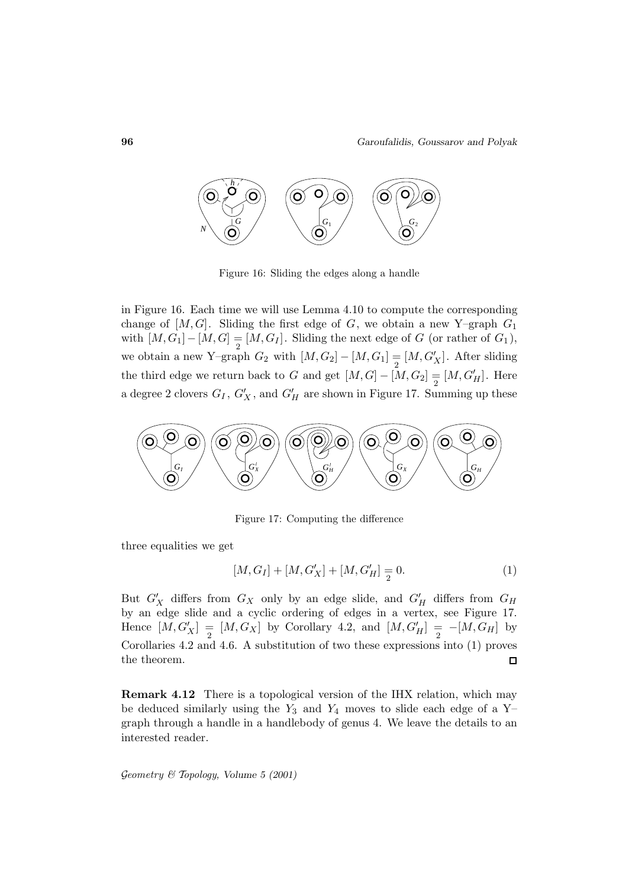Figure 16: Sliding the edges along a handle

in Figure 16. Each time we will use Lemma 4.10 to compute the corresponding change of $[M,G]$. Sliding the first edge of $G$, we obtain a new Y–graph $G_1$ with $[M,G_1]-[M,G] \underset{2}{=} [M,G_I]$. Sliding the next edge of $G$ (or rather of $G_1$), we obtain a new Y–graph $G_2$ with $[M,G_2]-[M,G_1] \underset{2}{=} [M,G'_X]$. After sliding the third edge we return back to $G$ and get $[M,G]-[M,G_2] \underset{2}{=} [M,G'_H]$. Here a degree 2 clovers $G_I$, $G'_X$, and $G'_H$ are shown in Figure 17. Summing up these

Figure 17: Computing the difference

three equalities we get

$$[M,G_I]+[M,G'_X]+[M,G'_H] \underset{2}{=} 0. \tag{1}$$

But $G'_X$ differs from $G_X$ only by an edge slide, and $G'_H$ differs from $G_H$ by an edge slide and a cyclic ordering of edges in a vertex, see Figure 17. Hence $[M,G'_X] \underset{2}{=} [M,G_X]$ by Corollary 4.2, and $[M,G'_H] \underset{2}{=} -[M,G_H]$ by Corollaries 4.2 and 4.6. A substitution of two these expressions into (1) proves the theorem. □

**Remark 4.12** There is a topological version of the IHX relation, which may be deduced similarly using the $Y_3$ and $Y_4$ moves to slide each edge of a Y–graph through a handle in a handlebody of genus 4. We leave the details to an interested reader.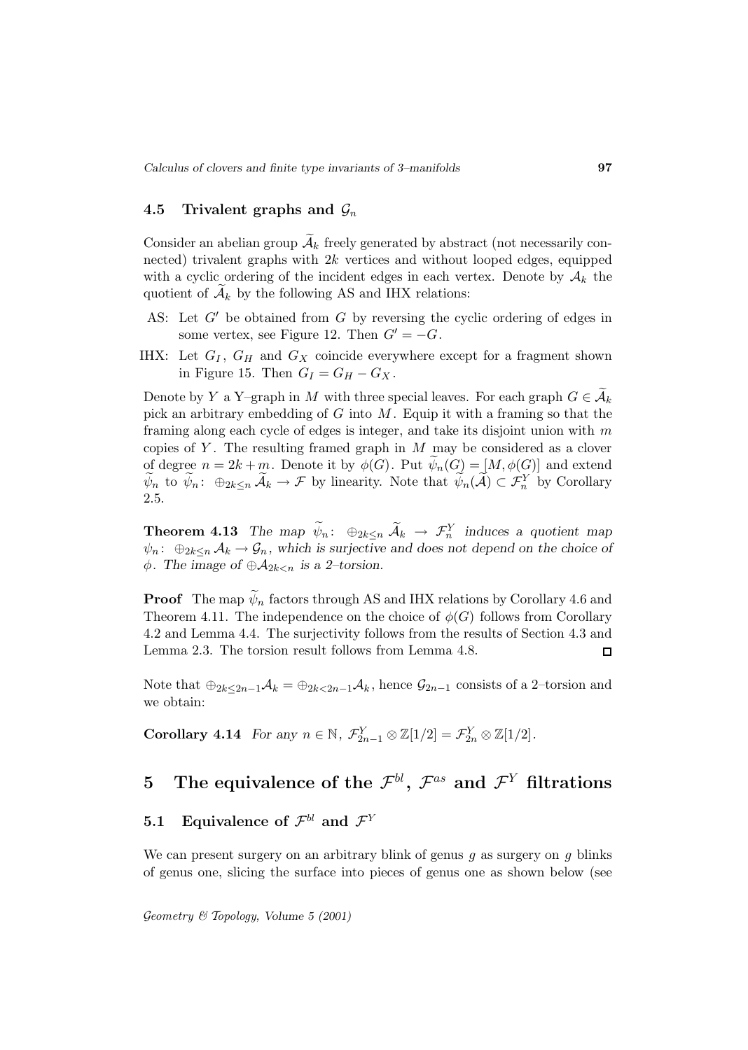### 4.5 Trivalent graphs and $\mathcal{G}_n$

Consider an abelian group $\widetilde{\mathcal{A}}_k$ freely generated by abstract (not necessarily connected) trivalent graphs with $2k$ vertices and without looped edges, equipped with a cyclic ordering of the incident edges in each vertex. Denote by $\mathcal{A}_k$ the quotient of $\widetilde{\mathcal{A}}_k$ by the following AS and IHX relations:

- AS: Let $G'$ be obtained from $G$ by reversing the cyclic ordering of edges in some vertex, see Figure 12. Then $G' = -G$.
- IHX: Let $G_I$, $G_H$ and $G_X$ coincide everywhere except for a fragment shown in Figure 15. Then $G_I = G_H - G_X$.

Denote by $Y$ a Y–graph in $M$ with three special leaves. For each graph $G \in \widetilde{\mathcal{A}}_k$ pick an arbitrary embedding of $G$ into $M$. Equip it with a framing so that the framing along each cycle of edges is integer, and take its disjoint union with $m$ copies of $Y$. The resulting framed graph in $M$ may be considered as a clover of degree $n = 2k + m$. Denote it by $\phi(G)$. Put $\widetilde{\psi}_n(G) = [M, \phi(G)]$ and extend $\widetilde{\psi}_n$ to $\widetilde{\psi}_n\colon \oplus_{2k\leq n} \widetilde{\mathcal{A}}_k \to \mathcal{F}$ by linearity. Note that $\widetilde{\psi}_n(\widetilde{\mathcal{A}}) \subset \mathcal{F}^Y_n$ by Corollary 2.5.

**Theorem 4.13** *The map $\widetilde{\psi}_n\colon \oplus_{2k\leq n} \widetilde{\mathcal{A}}_k \to \mathcal{F}^Y_n$ induces a quotient map $\psi_n\colon \oplus_{2k\leq n} \mathcal{A}_k \to \mathcal{G}_n$, which is surjective and does not depend on the choice of $\phi$. The image of $\oplus \mathcal{A}_{2k<n}$ is a 2–torsion.*

**Proof** The map $\widetilde{\psi}_n$ factors through AS and IHX relations by Corollary 4.6 and Theorem 4.11. The independence on the choice of $\phi(G)$ follows from Corollary 4.2 and Lemma 4.4. The surjectivity follows from the results of Section 4.3 and Lemma 2.3. The torsion result follows from Lemma 4.8. ◻

Note that $\oplus_{2k\leq 2n-1}\mathcal{A}_k = \oplus_{2k<2n-1}\mathcal{A}_k$, hence $\mathcal{G}_{2n-1}$ consists of a 2–torsion and we obtain:

**Corollary 4.14** *For any $n \in \mathbb{N}$, $\mathcal{F}^Y_{2n-1} \otimes \mathbb{Z}[1/2] = \mathcal{F}^Y_{2n} \otimes \mathbb{Z}[1/2]$.*

# 5 The equivalence of the $\mathcal{F}^{bl}$, $\mathcal{F}^{as}$ and $\mathcal{F}^Y$ filtrations

## 5.1 Equivalence of $\mathcal{F}^{bl}$ and $\mathcal{F}^Y$

We can present surgery on an arbitrary blink of genus $g$ as surgery on $g$ blinks of genus one, slicing the surface into pieces of genus one as shown below (see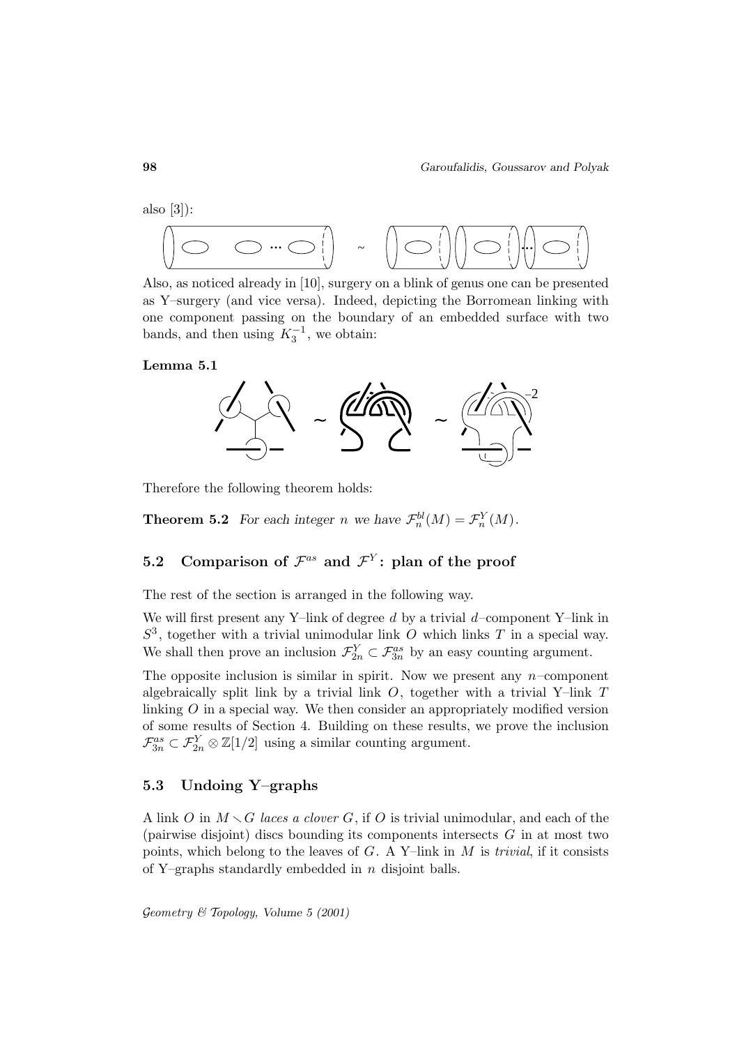also [3]):

Also, as noticed already in [10], surgery on a blink of genus one can be presented as Y–surgery (and vice versa). Indeed, depicting the Borromean linking with one component passing on the boundary of an embedded surface with two bands, and then using $K_3^{-1}$, we obtain:

**Lemma 5.1**

Therefore the following theorem holds:

**Theorem 5.2** *For each integer $n$ we have $\mathcal{F}^{bl}_n(M) = \mathcal{F}^Y_n(M)$.*

## 5.2 Comparison of $\mathcal{F}^{as}$ and $\mathcal{F}^Y$: plan of the proof

The rest of the section is arranged in the following way.

We will first present any Y–link of degree $d$ by a trivial $d$–component Y–link in $S^3$, together with a trivial unimodular link $O$ which links $T$ in a special way. We shall then prove an inclusion $\mathcal{F}^Y_{2n} \subset \mathcal{F}^{as}_{3n}$ by an easy counting argument.

The opposite inclusion is similar in spirit. Now we present any $n$–component algebraically split link by a trivial link $O$, together with a trivial Y–link $T$ linking $O$ in a special way. We then consider an appropriately modified version of some results of Section 4. Building on these results, we prove the inclusion $\mathcal{F}^{as}_{3n} \subset \mathcal{F}^Y_{2n} \otimes \mathbb{Z}[1/2]$ using a similar counting argument.

## 5.3 Undoing Y–graphs

A link $O$ in $M \smallsetminus G$ *laces a clover* $G$, if $O$ is trivial unimodular, and each of the (pairwise disjoint) discs bounding its components intersects $G$ in at most two points, which belong to the leaves of $G$. A Y–link in $M$ is *trivial*, if it consists of Y–graphs standardly embedded in $n$ disjoint balls.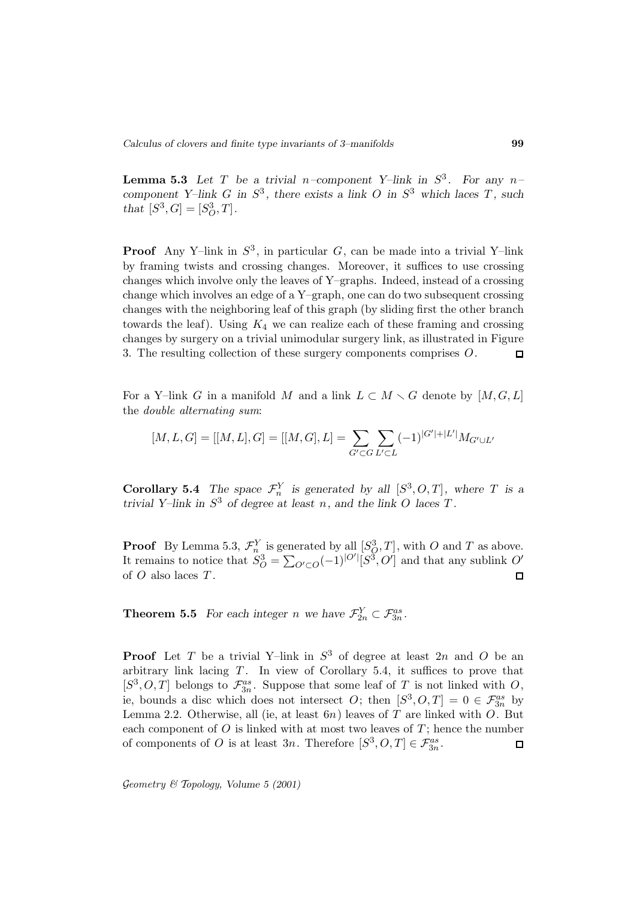**Lemma 5.3** *Let $T$ be a trivial $n$–component Y–link in $S^3$. For any $n$–component Y–link $G$ in $S^3$, there exists a link $O$ in $S^3$ which laces $T$, such that $[S^3, G] = [S^3_O, T]$.*

**Proof** Any Y–link in $S^3$, in particular $G$, can be made into a trivial Y–link by framing twists and crossing changes. Moreover, it suffices to use crossing changes which involve only the leaves of Y–graphs. Indeed, instead of a crossing change which involves an edge of a Y–graph, one can do two subsequent crossing changes with the neighboring leaf of this graph (by sliding first the other branch towards the leaf). Using $K_4$ we can realize each of these framing and crossing changes by surgery on a trivial unimodular surgery link, as illustrated in Figure 3. The resulting collection of these surgery components comprises $O$. □

For a Y–link $G$ in a manifold $M$ and a link $L \subset M \smallsetminus G$ denote by $[M, G, L]$ the *double alternating sum*:

$$[M, L, G] = [[M, L], G] = [[M, G], L] = \sum_{G' \subset G} \sum_{L' \subset L} (-1)^{|G'|+|L'|} M_{G' \cup L'}$$

**Corollary 5.4** *The space $\mathcal{F}^Y_n$ is generated by all $[S^3, O, T]$, where $T$ is a trivial Y–link in $S^3$ of degree at least $n$, and the link $O$ laces $T$.*

**Proof** By Lemma 5.3, $\mathcal{F}^Y_n$ is generated by all $[S^3_O, T]$, with $O$ and $T$ as above. It remains to notice that $S^3_O = \sum_{O' \subset O} (-1)^{|O'|} [S^3, O']$ and that any sublink $O'$ of $O$ also laces $T$. □

**Theorem 5.5** *For each integer $n$ we have $\mathcal{F}^Y_{2n} \subset \mathcal{F}^{as}_{3n}$.*

**Proof** Let $T$ be a trivial Y–link in $S^3$ of degree at least $2n$ and $O$ be an arbitrary link lacing $T$. In view of Corollary 5.4, it suffices to prove that $[S^3, O, T]$ belongs to $\mathcal{F}^{as}_{3n}$. Suppose that some leaf of $T$ is not linked with $O$, ie, bounds a disc which does not intersect $O$; then $[S^3, O, T] = 0 \in \mathcal{F}^{as}_{3n}$ by Lemma 2.2. Otherwise, all (ie, at least $6n$) leaves of $T$ are linked with $O$. But each component of $O$ is linked with at most two leaves of $T$; hence the number of components of $O$ is at least $3n$. Therefore $[S^3, O, T] \in \mathcal{F}^{as}_{3n}$. □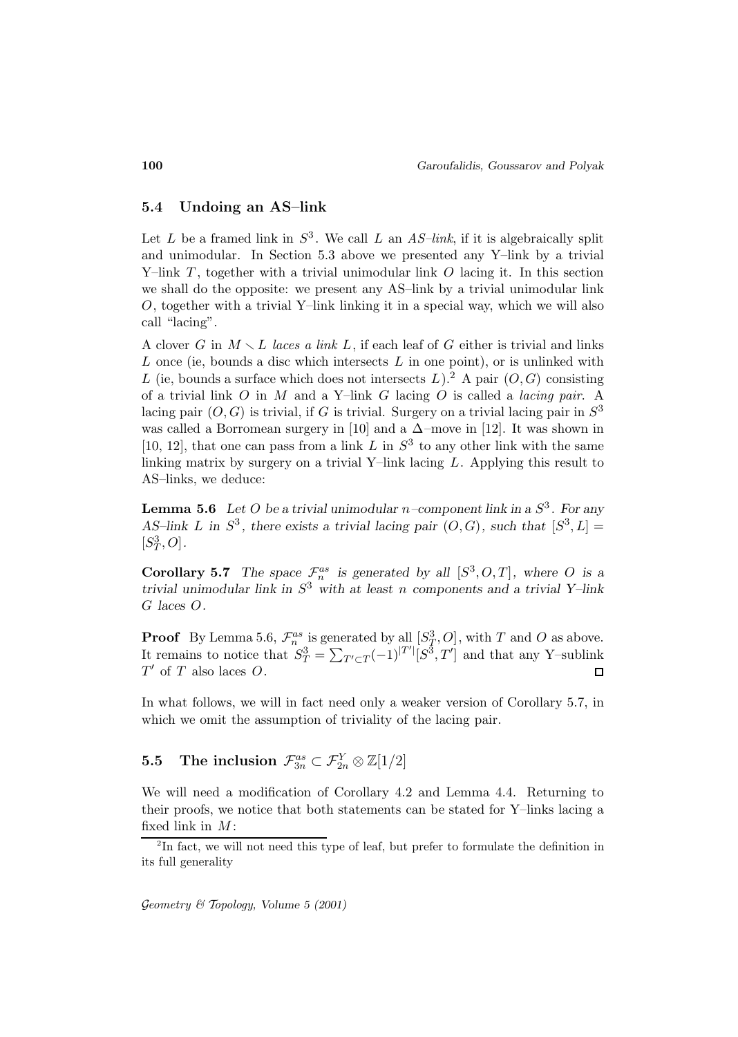### 5.4 Undoing an AS–link

Let $L$ be a framed link in $S^3$. We call $L$ an *AS–link*, if it is algebraically split and unimodular. In Section 5.3 above we presented any Y–link by a trivial Y–link $T$, together with a trivial unimodular link $O$ lacing it. In this section we shall do the opposite: we present any AS–link by a trivial unimodular link $O$, together with a trivial Y–link linking it in a special way, which we will also call "lacing".

A clover $G$ in $M \smallsetminus L$ *laces a link* $L$, if each leaf of $G$ either is trivial and links $L$ once (ie, bounds a disc which intersects $L$ in one point), or is unlinked with $L$ (ie, bounds a surface which does not intersects $L$).[2] A pair $(O, G)$ consisting of a trivial link $O$ in $M$ and a Y–link $G$ lacing $O$ is called a *lacing pair*. A lacing pair $(O, G)$ is trivial, if $G$ is trivial. Surgery on a trivial lacing pair in $S^3$ was called a Borromean surgery in [10] and a $\Delta$–move in [12]. It was shown in [10, 12], that one can pass from a link $L$ in $S^3$ to any other link with the same linking matrix by surgery on a trivial Y–link lacing $L$. Applying this result to AS–links, we deduce:

**Lemma 5.6** *Let $O$ be a trivial unimodular $n$–component link in a $S^3$. For any AS–link $L$ in $S^3$, there exists a trivial lacing pair $(O, G)$, such that $[S^3, L] = [S^3_T, O]$.*

**Corollary 5.7** *The space $\mathcal{F}^{as}_n$ is generated by all $[S^3, O, T]$, where $O$ is a trivial unimodular link in $S^3$ with at least $n$ components and a trivial Y–link $G$ laces $O$.*

**Proof** By Lemma 5.6, $\mathcal{F}^{as}_n$ is generated by all $[S^3_T, O]$, with $T$ and $O$ as above. It remains to notice that $S^3_T = \sum_{T' \subset T} (-1)^{|T'|} [S^3, T']$ and that any Y–sublink $T'$ of $T$ also laces $O$. □

In what follows, we will in fact need only a weaker version of Corollary 5.7, in which we omit the assumption of triviality of the lacing pair.

### 5.5 The inclusion $\mathcal{F}^{as}_{3n} \subset \mathcal{F}^{Y}_{2n} \otimes \mathbb{Z}[1/2]$

We will need a modification of Corollary 4.2 and Lemma 4.4. Returning to their proofs, we notice that both statements can be stated for Y–links lacing a fixed link in $M$:

[2] In fact, we will not need this type of leaf, but prefer to formulate the definition in its full generality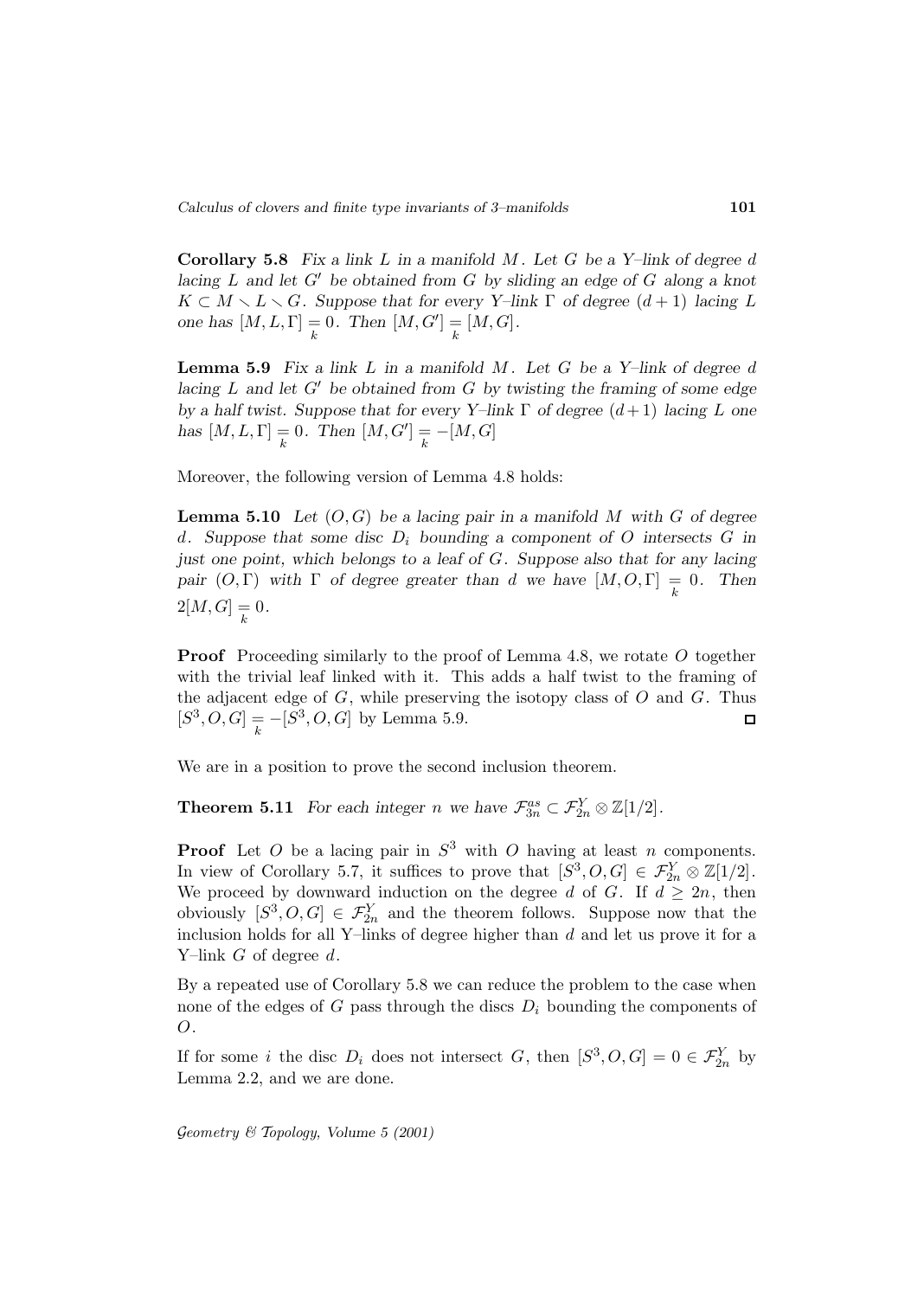**Corollary 5.8** *Fix a link $L$ in a manifold $M$. Let $G$ be a Y–link of degree $d$ lacing $L$ and let $G'$ be obtained from $G$ by sliding an edge of $G$ along a knot $K \subset M \smallsetminus L \smallsetminus G$. Suppose that for every Y–link $\Gamma$ of degree $(d+1)$ lacing $L$ one has $[M, L, \Gamma] \underset{k}{=} 0$. Then $[M, G'] \underset{k}{=} [M, G]$.*

**Lemma 5.9** *Fix a link $L$ in a manifold $M$. Let $G$ be a Y–link of degree $d$ lacing $L$ and let $G'$ be obtained from $G$ by twisting the framing of some edge by a half twist. Suppose that for every Y–link $\Gamma$ of degree $(d+1)$ lacing $L$ one has $[M, L, \Gamma] \underset{k}{=} 0$. Then $[M, G'] \underset{k}{=} -[M, G]$*

Moreover, the following version of Lemma 4.8 holds:

**Lemma 5.10** *Let $(O, G)$ be a lacing pair in a manifold $M$ with $G$ of degree $d$. Suppose that some disc $D_i$ bounding a component of $O$ intersects $G$ in just one point, which belongs to a leaf of $G$. Suppose also that for any lacing pair $(O, \Gamma)$ with $\Gamma$ of degree greater than $d$ we have $[M, O, \Gamma] \underset{k}{=} 0$. Then $2[M, G] \underset{k}{=} 0$.*

**Proof** Proceeding similarly to the proof of Lemma 4.8, we rotate $O$ together with the trivial leaf linked with it. This adds a half twist to the framing of the adjacent edge of $G$, while preserving the isotopy class of $O$ and $G$. Thus $[S^3, O, G] \underset{k}{=} -[S^3, O, G]$ by Lemma 5.9. □

We are in a position to prove the second inclusion theorem.

**Theorem 5.11** *For each integer $n$ we have $\mathcal{F}^{as}_{3n} \subset \mathcal{F}^{Y}_{2n} \otimes \mathbb{Z}[1/2]$.*

**Proof** Let $O$ be a lacing pair in $S^3$ with $O$ having at least $n$ components. In view of Corollary 5.7, it suffices to prove that $[S^3, O, G] \in \mathcal{F}^{Y}_{2n} \otimes \mathbb{Z}[1/2]$. We proceed by downward induction on the degree $d$ of $G$. If $d \geq 2n$, then obviously $[S^3, O, G] \in \mathcal{F}^{Y}_{2n}$ and the theorem follows. Suppose now that the inclusion holds for all Y–links of degree higher than $d$ and let us prove it for a Y–link $G$ of degree $d$.

By a repeated use of Corollary 5.8 we can reduce the problem to the case when none of the edges of $G$ pass through the discs $D_i$ bounding the components of $O$.

If for some $i$ the disc $D_i$ does not intersect $G$, then $[S^3, O, G] = 0 \in \mathcal{F}^{Y}_{2n}$ by Lemma 2.2, and we are done.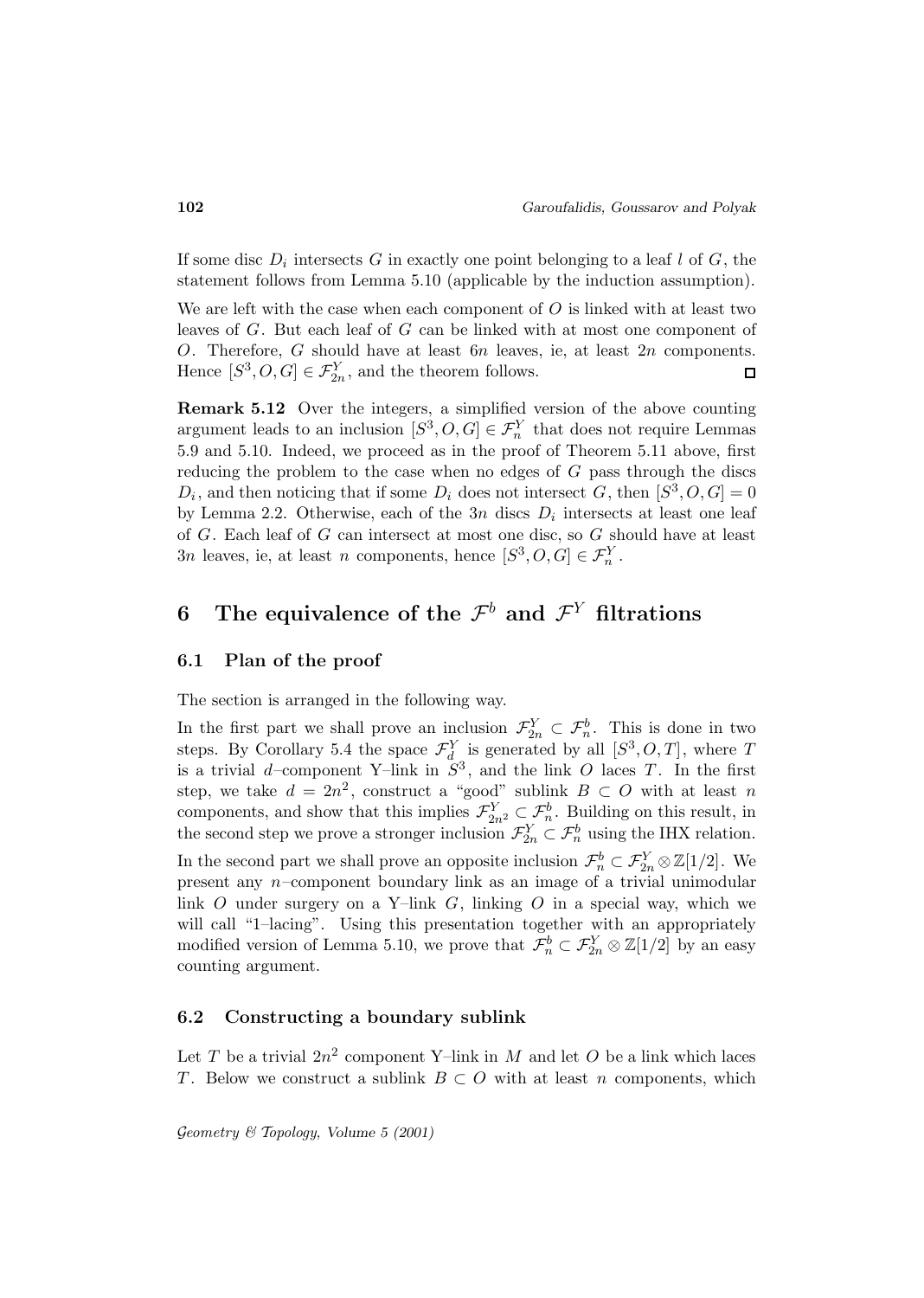If some disc $D_i$ intersects $G$ in exactly one point belonging to a leaf $l$ of $G$, the statement follows from Lemma 5.10 (applicable by the induction assumption).

We are left with the case when each component of $O$ is linked with at least two leaves of $G$. But each leaf of $G$ can be linked with at most one component of $O$. Therefore, $G$ should have at least $6n$ leaves, ie, at least $2n$ components. Hence $[S^3, O, G] \in \mathcal{F}^Y_{2n}$, and the theorem follows. ◻

**Remark 5.12** Over the integers, a simplified version of the above counting argument leads to an inclusion $[S^3, O, G] \in \mathcal{F}^Y_n$ that does not require Lemmas 5.9 and 5.10. Indeed, we proceed as in the proof of Theorem 5.11 above, first reducing the problem to the case when no edges of $G$ pass through the discs $D_i$, and then noticing that if some $D_i$ does not intersect $G$, then $[S^3, O, G] = 0$ by Lemma 2.2. Otherwise, each of the $3n$ discs $D_i$ intersects at least one leaf of $G$. Each leaf of $G$ can intersect at most one disc, so $G$ should have at least $3n$ leaves, ie, at least $n$ components, hence $[S^3, O, G] \in \mathcal{F}^Y_n$.

# 6 The equivalence of the $\mathcal{F}^b$ and $\mathcal{F}^Y$ filtrations

## 6.1 Plan of the proof

The section is arranged in the following way.

In the first part we shall prove an inclusion $\mathcal{F}^Y_{2n} \subset \mathcal{F}^b_n$. This is done in two steps. By Corollary 5.4 the space $\mathcal{F}^Y_d$ is generated by all $[S^3, O, T]$, where $T$ is a trivial $d$–component Y–link in $S^3$, and the link $O$ laces $T$. In the first step, we take $d = 2n^2$, construct a "good" sublink $B \subset O$ with at least $n$ components, and show that this implies $\mathcal{F}^Y_{2n^2} \subset \mathcal{F}^b_n$. Building on this result, in the second step we prove a stronger inclusion $\mathcal{F}^Y_{2n} \subset \mathcal{F}^b_n$ using the IHX relation.

In the second part we shall prove an opposite inclusion $\mathcal{F}^b_n \subset \mathcal{F}^Y_{2n} \otimes \mathbb{Z}[1/2]$. We present any $n$–component boundary link as an image of a trivial unimodular link $O$ under surgery on a Y–link $G$, linking $O$ in a special way, which we will call "1–lacing". Using this presentation together with an appropriately modified version of Lemma 5.10, we prove that $\mathcal{F}^b_n \subset \mathcal{F}^Y_{2n} \otimes \mathbb{Z}[1/2]$ by an easy counting argument.

## 6.2 Constructing a boundary sublink

Let $T$ be a trivial $2n^2$ component Y–link in $M$ and let $O$ be a link which laces $T$. Below we construct a sublink $B \subset O$ with at least $n$ components, which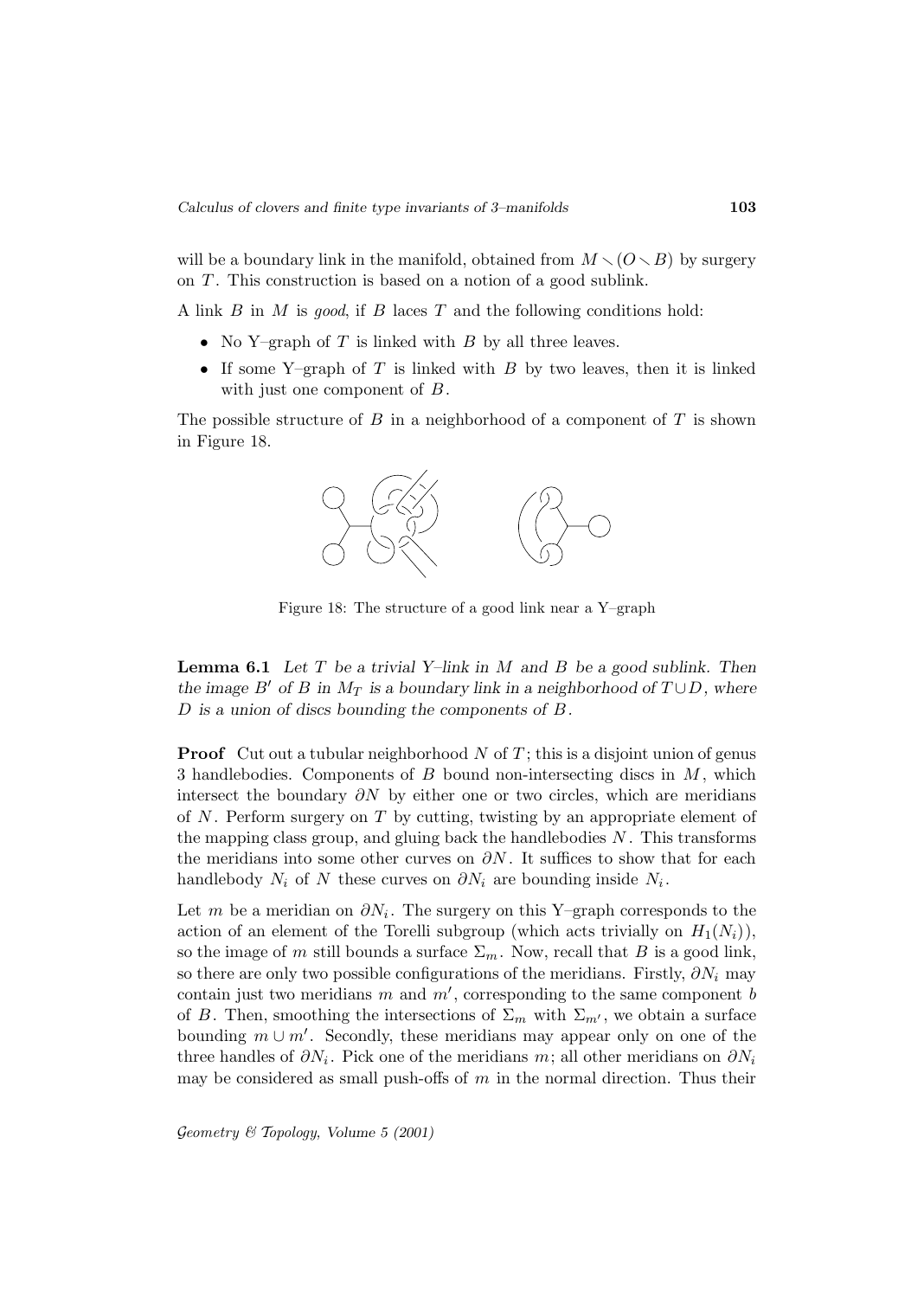will be a boundary link in the manifold, obtained from $M \smallsetminus (O \smallsetminus B)$ by surgery on $T$. This construction is based on a notion of a good sublink.

A link $B$ in $M$ is *good*, if $B$ laces $T$ and the following conditions hold:

- No Y–graph of $T$ is linked with $B$ by all three leaves.
- If some Y–graph of $T$ is linked with $B$ by two leaves, then it is linked with just one component of $B$.

The possible structure of $B$ in a neighborhood of a component of $T$ is shown in Figure 18.

Figure 18: The structure of a good link near a Y–graph

**Lemma 6.1** *Let $T$ be a trivial Y–link in $M$ and $B$ be a good sublink. Then the image $B'$ of $B$ in $M_T$ is a boundary link in a neighborhood of $T \cup D$, where $D$ is a union of discs bounding the components of $B$.*

**Proof** Cut out a tubular neighborhood $N$ of $T$; this is a disjoint union of genus 3 handlebodies. Components of $B$ bound non-intersecting discs in $M$, which intersect the boundary $\partial N$ by either one or two circles, which are meridians of $N$. Perform surgery on $T$ by cutting, twisting by an appropriate element of the mapping class group, and gluing back the handlebodies $N$. This transforms the meridians into some other curves on $\partial N$. It suffices to show that for each handlebody $N_i$ of $N$ these curves on $\partial N_i$ are bounding inside $N_i$.

Let $m$ be a meridian on $\partial N_i$. The surgery on this Y–graph corresponds to the action of an element of the Torelli subgroup (which acts trivially on $H_1(N_i)$), so the image of $m$ still bounds a surface $\Sigma_m$. Now, recall that $B$ is a good link, so there are only two possible configurations of the meridians. Firstly, $\partial N_i$ may contain just two meridians $m$ and $m'$, corresponding to the same component $b$ of $B$. Then, smoothing the intersections of $\Sigma_m$ with $\Sigma_{m'}$, we obtain a surface bounding $m \cup m'$. Secondly, these meridians may appear only on one of the three handles of $\partial N_i$. Pick one of the meridians $m$; all other meridians on $\partial N_i$ may be considered as small push-offs of $m$ in the normal direction. Thus their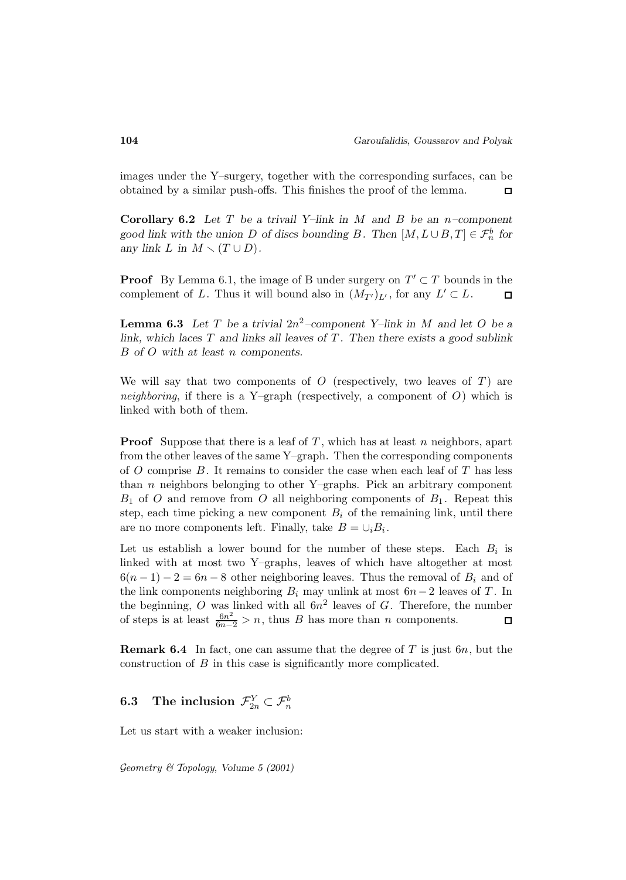images under the Y–surgery, together with the corresponding surfaces, can be obtained by a similar push-offs. This finishes the proof of the lemma. $\square$

**Corollary 6.2** *Let $T$ be a trivail Y–link in $M$ and $B$ be an $n$–component good link with the union $D$ of discs bounding $B$. Then $[M, L \cup B, T] \in \mathcal{F}^b_n$ for any link $L$ in $M \smallsetminus (T \cup D)$.*

**Proof** By Lemma 6.1, the image of B under surgery on $T' \subset T$ bounds in the complement of $L$. Thus it will bound also in $(M_{T'})_{L'}$, for any $L' \subset L$. $\square$

**Lemma 6.3** *Let $T$ be a trivial $2n^2$–component Y–link in $M$ and let $O$ be a link, which laces $T$ and links all leaves of $T$. Then there exists a good sublink $B$ of $O$ with at least $n$ components.*

We will say that two components of $O$ (respectively, two leaves of $T$) are *neighboring*, if there is a Y–graph (respectively, a component of $O$) which is linked with both of them.

**Proof** Suppose that there is a leaf of $T$, which has at least $n$ neighbors, apart from the other leaves of the same Y–graph. Then the corresponding components of $O$ comprise $B$. It remains to consider the case when each leaf of $T$ has less than $n$ neighbors belonging to other Y–graphs. Pick an arbitrary component $B_1$ of $O$ and remove from $O$ all neighboring components of $B_1$. Repeat this step, each time picking a new component $B_i$ of the remaining link, until there are no more components left. Finally, take $B = \cup_i B_i$.

Let us establish a lower bound for the number of these steps. Each $B_i$ is linked with at most two Y–graphs, leaves of which have altogether at most $6(n-1)-2 = 6n-8$ other neighboring leaves. Thus the removal of $B_i$ and of the link components neighboring $B_i$ may unlink at most $6n-2$ leaves of $T$. In the beginning, $O$ was linked with all $6n^2$ leaves of $G$. Therefore, the number of steps is at least $\frac{6n^2}{6n-2} > n$, thus $B$ has more than $n$ components. $\square$

**Remark 6.4** In fact, one can assume that the degree of $T$ is just $6n$, but the construction of $B$ in this case is significantly more complicated.

### 6.3 The inclusion $\mathcal{F}^Y_{2n} \subset \mathcal{F}^b_n$

Let us start with a weaker inclusion: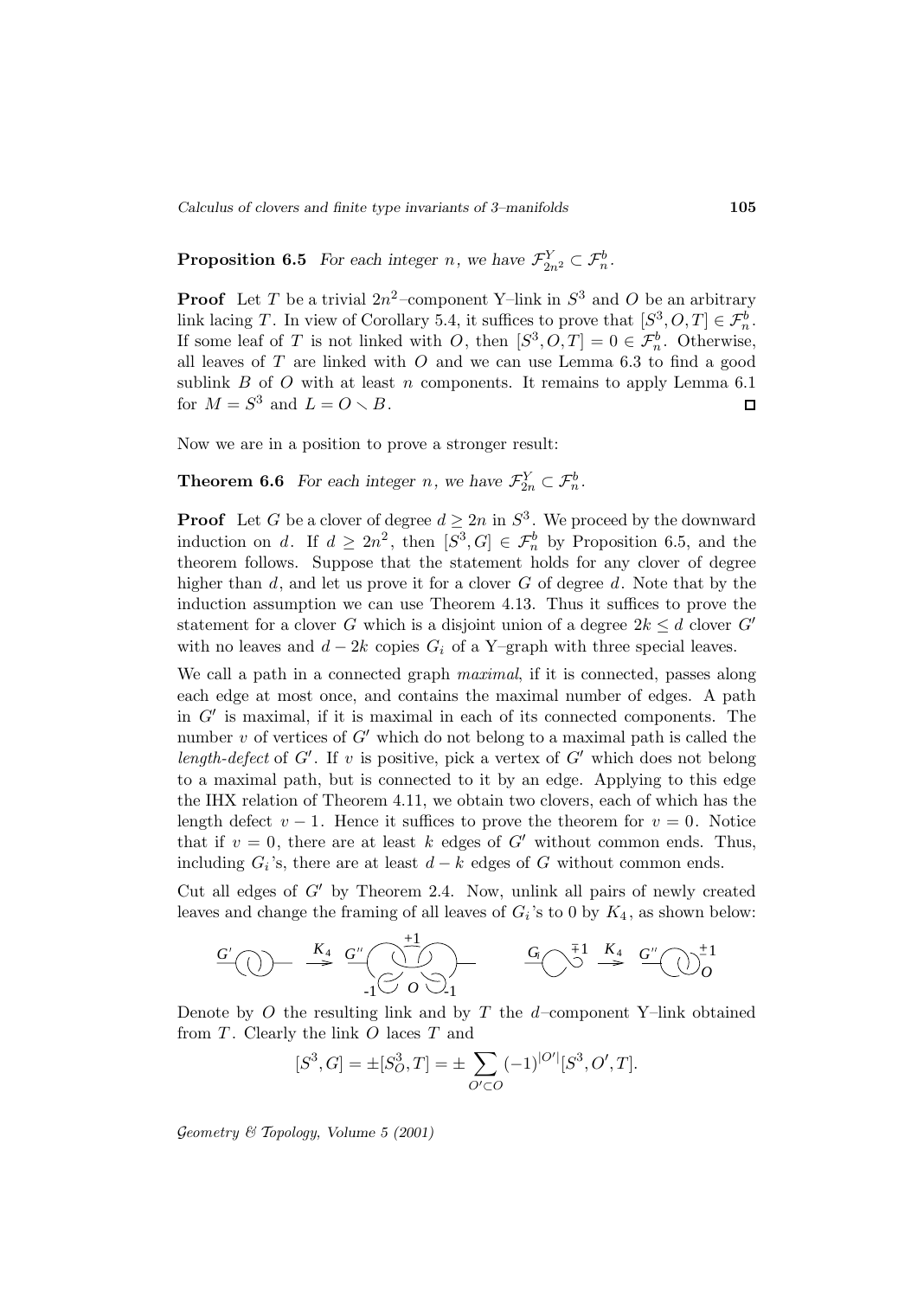**Proposition 6.5** *For each integer $n$, we have $\mathcal{F}^Y_{2n^2} \subset \mathcal{F}^b_n$.*

**Proof** Let $T$ be a trivial $2n^2$–component Y–link in $S^3$ and $O$ be an arbitrary link lacing $T$. In view of Corollary 5.4, it suffices to prove that $[S^3, O, T] \in \mathcal{F}^b_n$. If some leaf of $T$ is not linked with $O$, then $[S^3, O, T] = 0 \in \mathcal{F}^b_n$. Otherwise, all leaves of $T$ are linked with $O$ and we can use Lemma 6.3 to find a good sublink $B$ of $O$ with at least $n$ components. It remains to apply Lemma 6.1 for $M = S^3$ and $L = O \smallsetminus B$. □

Now we are in a position to prove a stronger result:

**Theorem 6.6** *For each integer $n$, we have $\mathcal{F}^Y_{2n} \subset \mathcal{F}^b_n$.*

**Proof** Let $G$ be a clover of degree $d \geq 2n$ in $S^3$. We proceed by the downward induction on $d$. If $d \geq 2n^2$, then $[S^3, G] \in \mathcal{F}^b_n$ by Proposition 6.5, and the theorem follows. Suppose that the statement holds for any clover of degree higher than $d$, and let us prove it for a clover $G$ of degree $d$. Note that by the induction assumption we can use Theorem 4.13. Thus it suffices to prove the statement for a clover $G$ which is a disjoint union of a degree $2k \leq d$ clover $G'$ with no leaves and $d - 2k$ copies $G_i$ of a Y–graph with three special leaves.

We call a path in a connected graph *maximal*, if it is connected, passes along each edge at most once, and contains the maximal number of edges. A path in $G'$ is maximal, if it is maximal in each of its connected components. The number $v$ of vertices of $G'$ which do not belong to a maximal path is called the *length-defect* of $G'$. If $v$ is positive, pick a vertex of $G'$ which does not belong to a maximal path, but is connected to it by an edge. Applying to this edge the IHX relation of Theorem 4.11, we obtain two clovers, each of which has the length defect $v - 1$. Hence it suffices to prove the theorem for $v = 0$. Notice that if $v = 0$, there are at least $k$ edges of $G'$ without common ends. Thus, including $G_i$'s, there are at least $d - k$ edges of $G$ without common ends.

Cut all edges of $G'$ by Theorem 2.4. Now, unlink all pairs of newly created leaves and change the framing of all leaves of $G_i$'s to 0 by $K_4$, as shown below:

Denote by $O$ the resulting link and by $T$ the $d$–component Y–link obtained from $T$. Clearly the link $O$ laces $T$ and

$$[S^3, G] = \pm[S^3_O, T] = \pm \sum_{O' \subset O} (-1)^{|O'|} [S^3, O', T].$$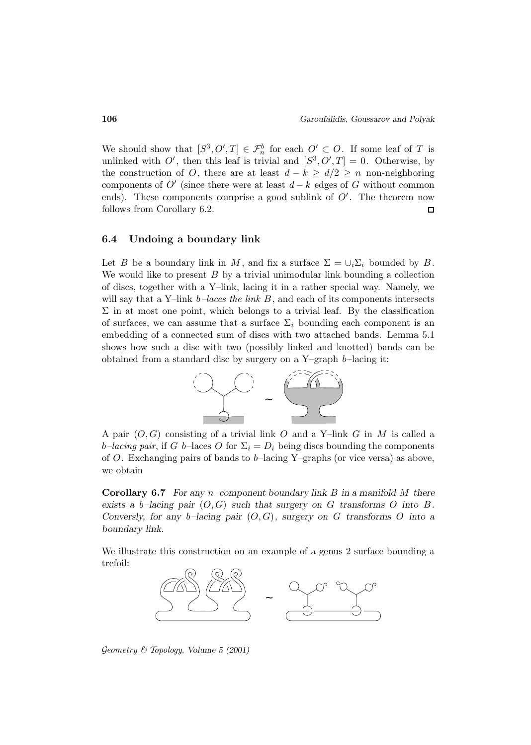We should show that $[S^3, O', T] \in \mathcal{F}^b_n$ for each $O' \subset O$. If some leaf of $T$ is unlinked with $O'$, then this leaf is trivial and $[S^3, O', T] = 0$. Otherwise, by the construction of $O$, there are at least $d - k \geq d/2 \geq n$ non-neighboring components of $O'$ (since there were at least $d - k$ edges of $G$ without common ends). These components comprise a good sublink of $O'$. The theorem now follows from Corollary 6.2. □

### 6.4 Undoing a boundary link

Let $B$ be a boundary link in $M$, and fix a surface $\Sigma = \cup_i \Sigma_i$ bounded by $B$. We would like to present $B$ by a trivial unimodular link bounding a collection of discs, together with a Y–link, lacing it in a rather special way. Namely, we will say that a Y–link *b–laces the link $B$*, and each of its components intersects $\Sigma$ in at most one point, which belongs to a trivial leaf. By the classification of surfaces, we can assume that a surface $\Sigma_i$ bounding each component is an embedding of a connected sum of discs with two attached bands. Lemma 5.1 shows how such a disc with two (possibly linked and knotted) bands can be obtained from a standard disc by surgery on a Y–graph $b$–lacing it:

A pair $(O, G)$ consisting of a trivial link $O$ and a Y–link $G$ in $M$ is called a *b–lacing pair*, if $G$ $b$–laces $O$ for $\Sigma_i = D_i$ being discs bounding the components of $O$. Exchanging pairs of bands to $b$–lacing Y–graphs (or vice versa) as above, we obtain

**Corollary 6.7** *For any $n$–component boundary link $B$ in a manifold $M$ there exists a $b$–lacing pair $(O, G)$ such that surgery on $G$ transforms $O$ into $B$. Conversely, for any $b$–lacing pair $(O, G)$, surgery on $G$ transforms $O$ into a boundary link.*

We illustrate this construction on an example of a genus 2 surface bounding a trefoil: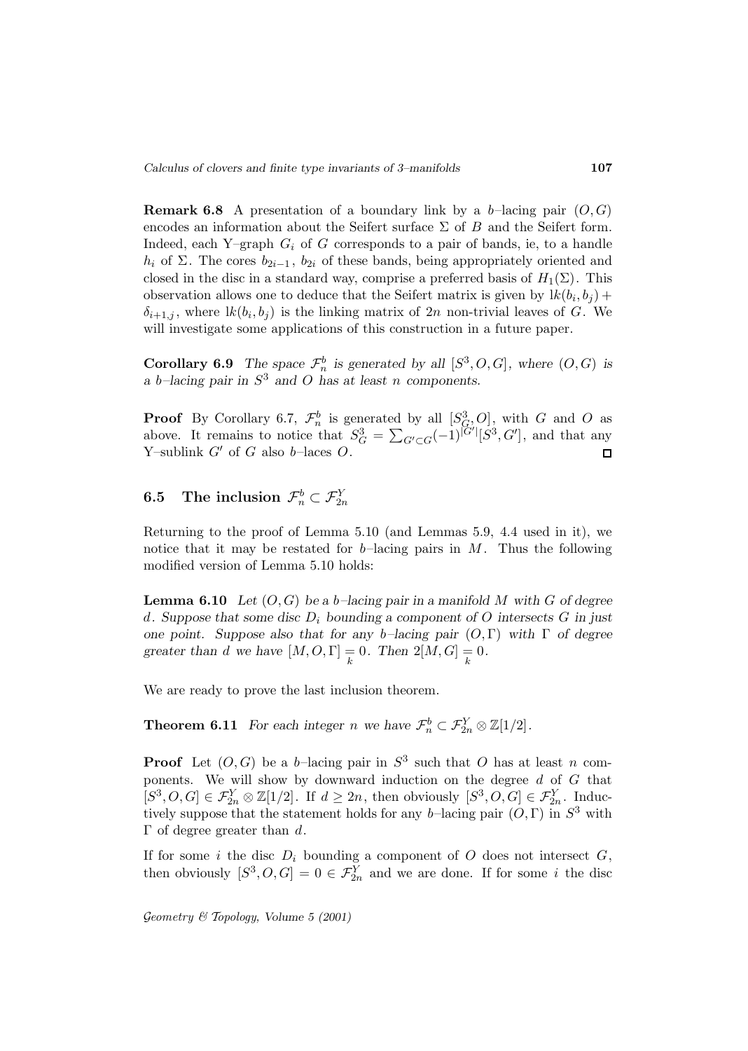**Remark 6.8** A presentation of a boundary link by a $b$–lacing pair $(O, G)$ encodes an information about the Seifert surface $\Sigma$ of $B$ and the Seifert form. Indeed, each Y–graph $G_i$ of $G$ corresponds to a pair of bands, ie, to a handle $h_i$ of $\Sigma$. The cores $b_{2i-1}$, $b_{2i}$ of these bands, being appropriately oriented and closed in the disc in a standard way, comprise a preferred basis of $H_1(\Sigma)$. This observation allows one to deduce that the Seifert matrix is given by $\mathrm{lk}(b_i, b_j) + \delta_{i+1,j}$, where $\mathrm{lk}(b_i, b_j)$ is the linking matrix of $2n$ non-trivial leaves of $G$. We will investigate some applications of this construction in a future paper.

**Corollary 6.9** *The space $\mathcal{F}^b_n$ is generated by all $[S^3, O, G]$, where $(O, G)$ is a $b$–lacing pair in $S^3$ and $O$ has at least $n$ components.*

**Proof** By Corollary 6.7, $\mathcal{F}^b_n$ is generated by all $[S^3_G, O]$, with $G$ and $O$ as above. It remains to notice that $S^3_G = \sum_{G' \subset G} (-1)^{|G'|} [S^3, G']$, and that any Y–sublink $G'$ of $G$ also $b$–laces $O$. □

### 6.5 The inclusion $\mathcal{F}^b_n \subset \mathcal{F}^Y_{2n}$

Returning to the proof of Lemma 5.10 (and Lemmas 5.9, 4.4 used in it), we notice that it may be restated for $b$–lacing pairs in $M$. Thus the following modified version of Lemma 5.10 holds:

**Lemma 6.10** *Let $(O, G)$ be a $b$–lacing pair in a manifold $M$ with $G$ of degree $d$. Suppose that some disc $D_i$ bounding a component of $O$ intersects $G$ in just one point. Suppose also that for any $b$–lacing pair $(O, \Gamma)$ with $\Gamma$ of degree greater than $d$ we have $[M, O, \Gamma] \underset{k}{=} 0$. Then $2[M, G] \underset{k}{=} 0$.*

We are ready to prove the last inclusion theorem.

**Theorem 6.11** *For each integer $n$ we have $\mathcal{F}^b_n \subset \mathcal{F}^Y_{2n} \otimes \mathbb{Z}[1/2]$.*

**Proof** Let $(O, G)$ be a $b$–lacing pair in $S^3$ such that $O$ has at least $n$ components. We will show by downward induction on the degree $d$ of $G$ that $[S^3, O, G] \in \mathcal{F}^Y_{2n} \otimes \mathbb{Z}[1/2]$. If $d \geq 2n$, then obviously $[S^3, O, G] \in \mathcal{F}^Y_{2n}$. Inductively suppose that the statement holds for any $b$–lacing pair $(O, \Gamma)$ in $S^3$ with $\Gamma$ of degree greater than $d$.

If for some $i$ the disc $D_i$ bounding a component of $O$ does not intersect $G$, then obviously $[S^3, O, G] = 0 \in \mathcal{F}^Y_{2n}$ and we are done. If for some $i$ the disc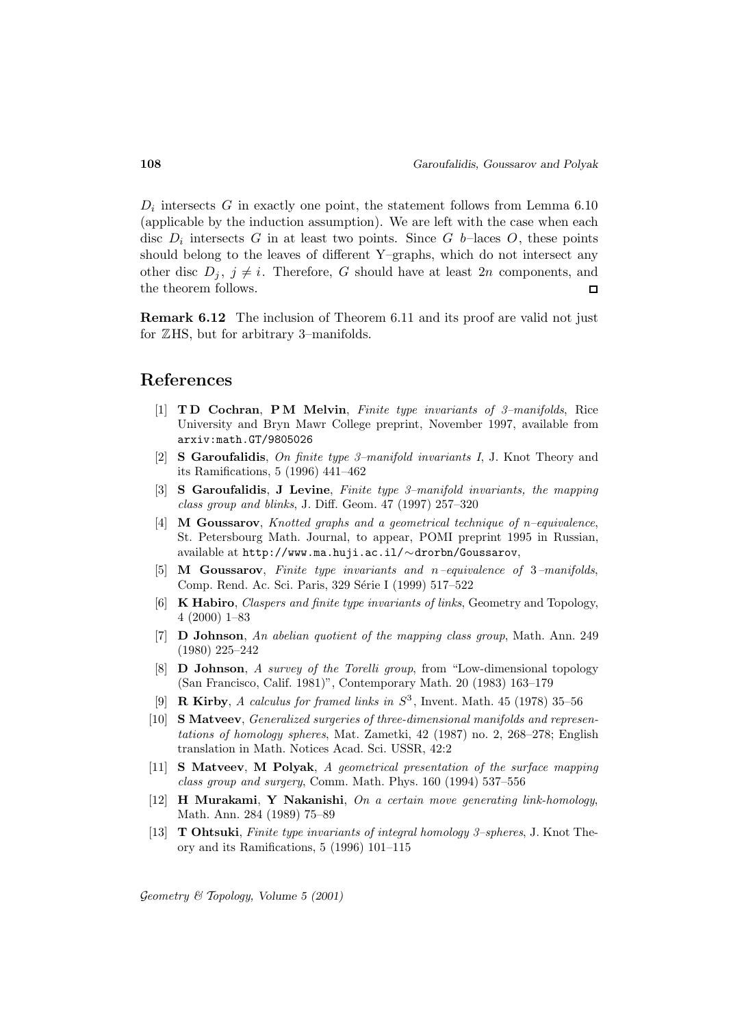$D_i$ intersects $G$ in exactly one point, the statement follows from Lemma 6.10 (applicable by the induction assumption). We are left with the case when each disc $D_i$ intersects $G$ in at least two points. Since $G$ $b$–laces $O$, these points should belong to the leaves of different Y–graphs, which do not intersect any other disc $D_j$, $j \neq i$. Therefore, $G$ should have at least $2n$ components, and the theorem follows. □

**Remark 6.12** The inclusion of Theorem 6.11 and its proof are valid not just for $\mathbb{Z}$HS, but for arbitrary 3–manifolds.

## References

[1] **T D Cochran**, **P M Melvin**, *Finite type invariants of 3–manifolds*, Rice University and Bryn Mawr College preprint, November 1997, available from `arxiv:math.GT/9805026`

[2] **S Garoufalidis**, *On finite type 3–manifold invariants I*, J. Knot Theory and its Ramifications, 5 (1996) 441–462

[3] **S Garoufalidis**, **J Levine**, *Finite type 3–manifold invariants, the mapping class group and blinks*, J. Diff. Geom. 47 (1997) 257–320

[4] **M Goussarov**, *Knotted graphs and a geometrical technique of n–equivalence*, St. Petersbourg Math. Journal, to appear, POMI preprint 1995 in Russian, available at `http://www.ma.huji.ac.il/∼drorbn/Goussarov`,

[5] **M Goussarov**, *Finite type invariants and n–equivalence of 3–manifolds*, Comp. Rend. Ac. Sci. Paris, 329 Série I (1999) 517–522

[6] **K Habiro**, *Claspers and finite type invariants of links*, Geometry and Topology, 4 (2000) 1–83

[7] **D Johnson**, *An abelian quotient of the mapping class group*, Math. Ann. 249 (1980) 225–242

[8] **D Johnson**, *A survey of the Torelli group*, from "Low-dimensional topology (San Francisco, Calif. 1981)", Contemporary Math. 20 (1983) 163–179

[9] **R Kirby**, *A calculus for framed links in $S^3$*, Invent. Math. 45 (1978) 35–56

[10] **S Matveev**, *Generalized surgeries of three-dimensional manifolds and representations of homology spheres*, Mat. Zametki, 42 (1987) no. 2, 268–278; English translation in Math. Notices Acad. Sci. USSR, 42:2

[11] **S Matveev**, **M Polyak**, *A geometrical presentation of the surface mapping class group and surgery*, Comm. Math. Phys. 160 (1994) 537–556

[12] **H Murakami**, **Y Nakanishi**, *On a certain move generating link-homology*, Math. Ann. 284 (1989) 75–89

[13] **T Ohtsuki**, *Finite type invariants of integral homology 3–spheres*, J. Knot Theory and its Ramifications, 5 (1996) 101–115